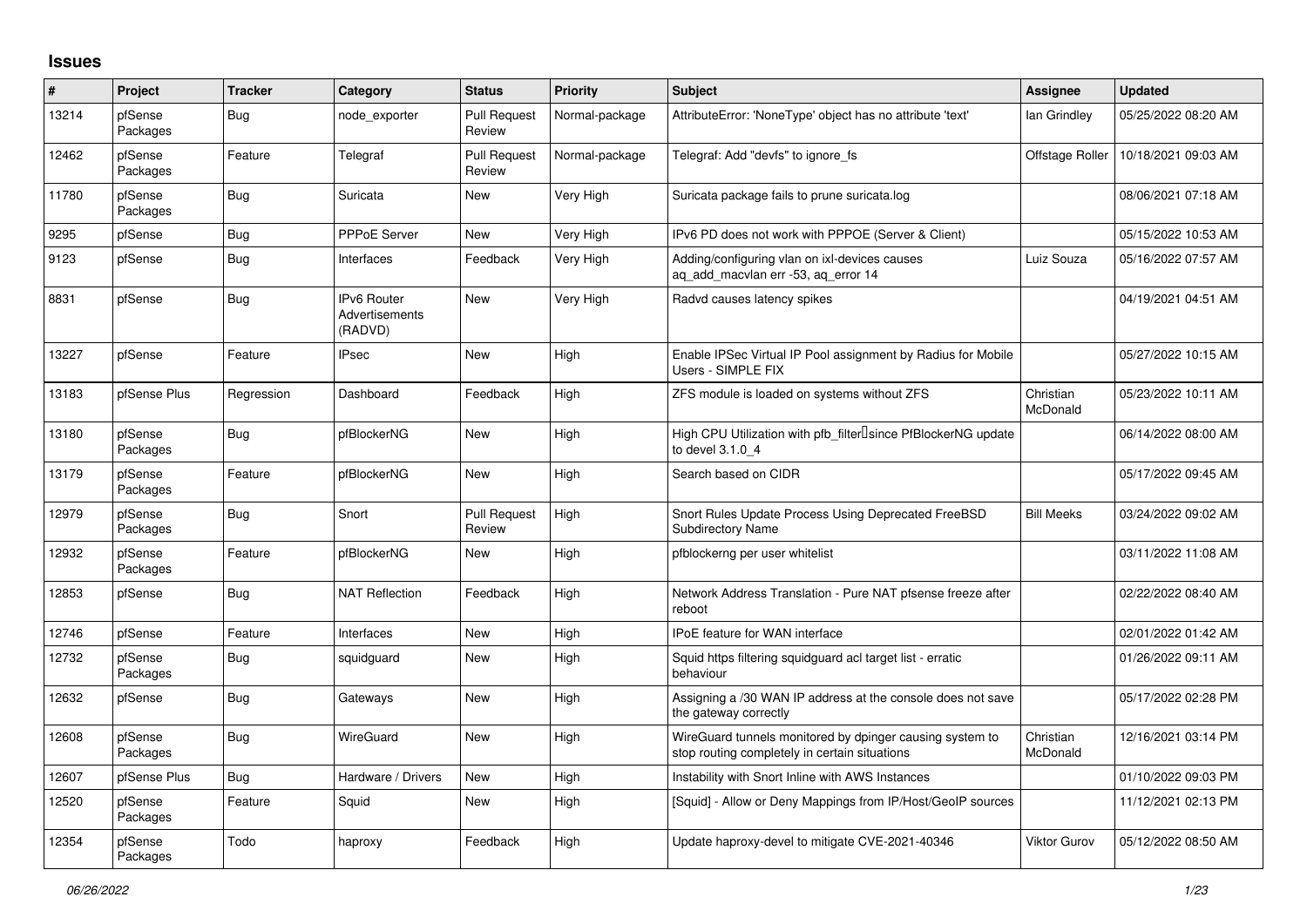## Issues

| # | Project | Tracker | Category | Status | Priority | Subject | Assignee | Updated |
|---|---|---|---|---|---|---|---|---|
| 13214 | pfSense Packages | Bug | node_exporter | Pull Request Review | Normal-package | AttributeError: 'NoneType' object has no attribute 'text' | Ian Grindley | 05/25/2022 08:20 AM |
| 12462 | pfSense Packages | Feature | Telegraf | Pull Request Review | Normal-package | Telegraf: Add "devfs" to ignore_fs | Offstage Roller | 10/18/2021 09:03 AM |
| 11780 | pfSense Packages | Bug | Suricata | New | Very High | Suricata package fails to prune suricata.log | | 08/06/2021 07:18 AM |
| 9295 | pfSense | Bug | PPPoE Server | New | Very High | IPv6 PD does not work with PPPOE (Server & Client) | | 05/15/2022 10:53 AM |
| 9123 | pfSense | Bug | Interfaces | Feedback | Very High | Adding/configuring vlan on ixl-devices causes aq_add_macvlan err -53, aq_error 14 | Luiz Souza | 05/16/2022 07:57 AM |
| 8831 | pfSense | Bug | IPv6 Router Advertisements (RADVD) | New | Very High | Radvd causes latency spikes | | 04/19/2021 04:51 AM |
| 13227 | pfSense | Feature | IPsec | New | High | Enable IPSec Virtual IP Pool assignment by Radius for Mobile Users - SIMPLE FIX | | 05/27/2022 10:15 AM |
| 13183 | pfSense Plus | Regression | Dashboard | Feedback | High | ZFS module is loaded on systems without ZFS | Christian McDonald | 05/23/2022 10:11 AM |
| 13180 | pfSense Packages | Bug | pfBlockerNG | New | High | High CPU Utilization with pfb_filter since PfBlockerNG update to devel 3.1.0_4 | | 06/14/2022 08:00 AM |
| 13179 | pfSense Packages | Feature | pfBlockerNG | New | High | Search based on CIDR | | 05/17/2022 09:45 AM |
| 12979 | pfSense Packages | Bug | Snort | Pull Request Review | High | Snort Rules Update Process Using Deprecated FreeBSD Subdirectory Name | Bill Meeks | 03/24/2022 09:02 AM |
| 12932 | pfSense Packages | Feature | pfBlockerNG | New | High | pfblockerng per user whitelist | | 03/11/2022 11:08 AM |
| 12853 | pfSense | Bug | NAT Reflection | Feedback | High | Network Address Translation - Pure NAT pfsense freeze after reboot | | 02/22/2022 08:40 AM |
| 12746 | pfSense | Feature | Interfaces | New | High | IPoE feature for WAN interface | | 02/01/2022 01:42 AM |
| 12732 | pfSense Packages | Bug | squidguard | New | High | Squid https filtering squidguard acl target list - erratic behaviour | | 01/26/2022 09:11 AM |
| 12632 | pfSense | Bug | Gateways | New | High | Assigning a /30 WAN IP address at the console does not save the gateway correctly | | 05/17/2022 02:28 PM |
| 12608 | pfSense Packages | Bug | WireGuard | New | High | WireGuard tunnels monitored by dpinger causing system to stop routing completely in certain situations | Christian McDonald | 12/16/2021 03:14 PM |
| 12607 | pfSense Plus | Bug | Hardware / Drivers | New | High | Instability with Snort Inline with AWS Instances | | 01/10/2022 09:03 PM |
| 12520 | pfSense Packages | Feature | Squid | New | High | [Squid] - Allow or Deny Mappings from IP/Host/GeoIP sources | | 11/12/2021 02:13 PM |
| 12354 | pfSense Packages | Todo | haproxy | Feedback | High | Update haproxy-devel to mitigate CVE-2021-40346 | Viktor Gurov | 05/12/2022 08:50 AM |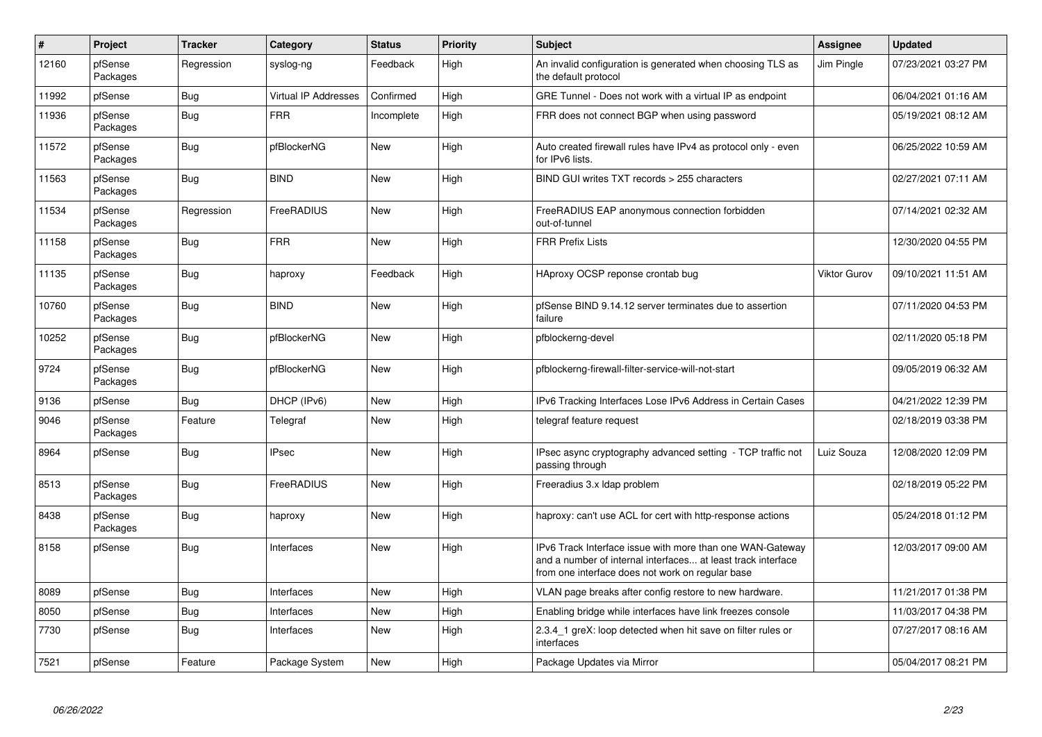| # | Project | Tracker | Category | Status | Priority | Subject | Assignee | Updated |
|---|---|---|---|---|---|---|---|---|
| 12160 | pfSense Packages | Regression | syslog-ng | Feedback | High | An invalid configuration is generated when choosing TLS as the default protocol | Jim Pingle | 07/23/2021 03:27 PM |
| 11992 | pfSense | Bug | Virtual IP Addresses | Confirmed | High | GRE Tunnel - Does not work with a virtual IP as endpoint | | 06/04/2021 01:16 AM |
| 11936 | pfSense Packages | Bug | FRR | Incomplete | High | FRR does not connect BGP when using password | | 05/19/2021 08:12 AM |
| 11572 | pfSense Packages | Bug | pfBlockerNG | New | High | Auto created firewall rules have IPv4 as protocol only - even for IPv6 lists. | | 06/25/2022 10:59 AM |
| 11563 | pfSense Packages | Bug | BIND | New | High | BIND GUI writes TXT records > 255 characters | | 02/27/2021 07:11 AM |
| 11534 | pfSense Packages | Regression | FreeRADIUS | New | High | FreeRADIUS EAP anonymous connection forbidden out-of-tunnel | | 07/14/2021 02:32 AM |
| 11158 | pfSense Packages | Bug | FRR | New | High | FRR Prefix Lists | | 12/30/2020 04:55 PM |
| 11135 | pfSense Packages | Bug | haproxy | Feedback | High | HAproxy OCSP reponse crontab bug | Viktor Gurov | 09/10/2021 11:51 AM |
| 10760 | pfSense Packages | Bug | BIND | New | High | pfSense BIND 9.14.12 server terminates due to assertion failure | | 07/11/2020 04:53 PM |
| 10252 | pfSense Packages | Bug | pfBlockerNG | New | High | pfblockerng-devel | | 02/11/2020 05:18 PM |
| 9724 | pfSense Packages | Bug | pfBlockerNG | New | High | pfblockerng-firewall-filter-service-will-not-start | | 09/05/2019 06:32 AM |
| 9136 | pfSense | Bug | DHCP (IPv6) | New | High | IPv6 Tracking Interfaces Lose IPv6 Address in Certain Cases | | 04/21/2022 12:39 PM |
| 9046 | pfSense Packages | Feature | Telegraf | New | High | telegraf feature request | | 02/18/2019 03:38 PM |
| 8964 | pfSense | Bug | IPsec | New | High | IPsec async cryptography advanced setting - TCP traffic not passing through | Luiz Souza | 12/08/2020 12:09 PM |
| 8513 | pfSense Packages | Bug | FreeRADIUS | New | High | Freeradius 3.x ldap problem | | 02/18/2019 05:22 PM |
| 8438 | pfSense Packages | Bug | haproxy | New | High | haproxy: can't use ACL for cert with http-response actions | | 05/24/2018 01:12 PM |
| 8158 | pfSense | Bug | Interfaces | New | High | IPv6 Track Interface issue with more than one WAN-Gateway and a number of internal interfaces... at least track interface from one interface does not work on regular base | | 12/03/2017 09:00 AM |
| 8089 | pfSense | Bug | Interfaces | New | High | VLAN page breaks after config restore to new hardware. | | 11/21/2017 01:38 PM |
| 8050 | pfSense | Bug | Interfaces | New | High | Enabling bridge while interfaces have link freezes console | | 11/03/2017 04:38 PM |
| 7730 | pfSense | Bug | Interfaces | New | High | 2.3.4_1 greX: loop detected when hit save on filter rules or interfaces | | 07/27/2017 08:16 AM |
| 7521 | pfSense | Feature | Package System | New | High | Package Updates via Mirror | | 05/04/2017 08:21 PM |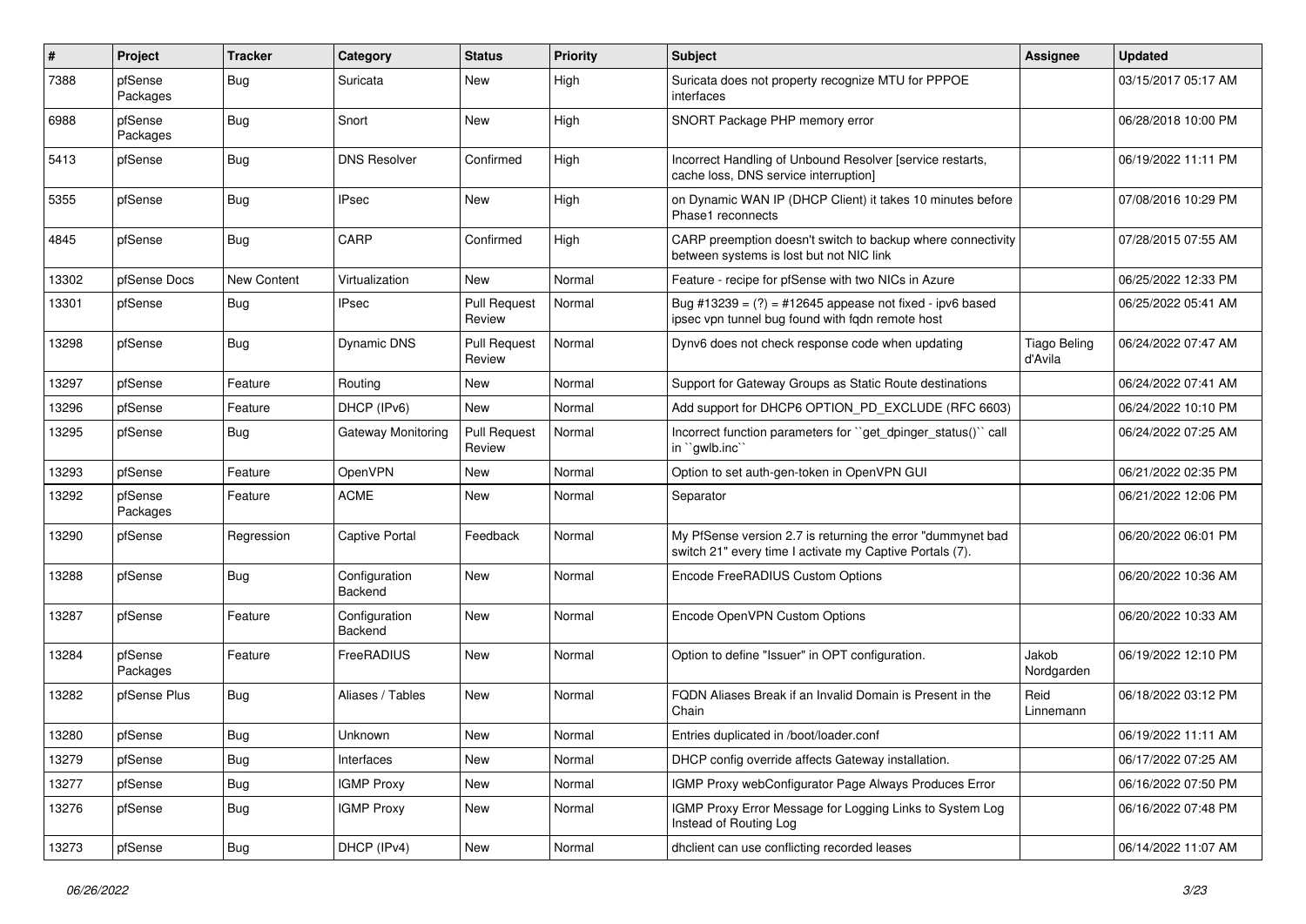| # | Project | Tracker | Category | Status | Priority | Subject | Assignee | Updated |
|---|---|---|---|---|---|---|---|---|
| 7388 | pfSense Packages | Bug | Suricata | New | High | Suricata does not property recognize MTU for PPPOE interfaces | | 03/15/2017 05:17 AM |
| 6988 | pfSense Packages | Bug | Snort | New | High | SNORT Package PHP memory error | | 06/28/2018 10:00 PM |
| 5413 | pfSense | Bug | DNS Resolver | Confirmed | High | Incorrect Handling of Unbound Resolver [service restarts, cache loss, DNS service interruption] | | 06/19/2022 11:11 PM |
| 5355 | pfSense | Bug | IPsec | New | High | on Dynamic WAN IP (DHCP Client) it takes 10 minutes before Phase1 reconnects | | 07/08/2016 10:29 PM |
| 4845 | pfSense | Bug | CARP | Confirmed | High | CARP preemption doesn't switch to backup where connectivity between systems is lost but not NIC link | | 07/28/2015 07:55 AM |
| 13302 | pfSense Docs | New Content | Virtualization | New | Normal | Feature - recipe for pfSense with two NICs in Azure | | 06/25/2022 12:33 PM |
| 13301 | pfSense | Bug | IPsec | Pull Request Review | Normal | Bug #13239 = (?) = #12645 appease not fixed - ipv6 based ipsec vpn tunnel bug found with fqdn remote host | | 06/25/2022 05:41 AM |
| 13298 | pfSense | Bug | Dynamic DNS | Pull Request Review | Normal | Dynv6 does not check response code when updating | Tiago Beling d'Avila | 06/24/2022 07:47 AM |
| 13297 | pfSense | Feature | Routing | New | Normal | Support for Gateway Groups as Static Route destinations | | 06/24/2022 07:41 AM |
| 13296 | pfSense | Feature | DHCP (IPv6) | New | Normal | Add support for DHCP6 OPTION_PD_EXCLUDE (RFC 6603) | | 06/24/2022 10:10 PM |
| 13295 | pfSense | Bug | Gateway Monitoring | Pull Request Review | Normal | Incorrect function parameters for ``get_dpinger_status()`` call in ``gwlb.inc`` | | 06/24/2022 07:25 AM |
| 13293 | pfSense | Feature | OpenVPN | New | Normal | Option to set auth-gen-token in OpenVPN GUI | | 06/21/2022 02:35 PM |
| 13292 | pfSense Packages | Feature | ACME | New | Normal | Separator | | 06/21/2022 12:06 PM |
| 13290 | pfSense | Regression | Captive Portal | Feedback | Normal | My PfSense version 2.7 is returning the error "dummynet bad switch 21" every time I activate my Captive Portals (7). | | 06/20/2022 06:01 PM |
| 13288 | pfSense | Bug | Configuration Backend | New | Normal | Encode FreeRADIUS Custom Options | | 06/20/2022 10:36 AM |
| 13287 | pfSense | Feature | Configuration Backend | New | Normal | Encode OpenVPN Custom Options | | 06/20/2022 10:33 AM |
| 13284 | pfSense Packages | Feature | FreeRADIUS | New | Normal | Option to define "Issuer" in OPT configuration. | Jakob Nordgarden | 06/19/2022 12:10 PM |
| 13282 | pfSense Plus | Bug | Aliases / Tables | New | Normal | FQDN Aliases Break if an Invalid Domain is Present in the Chain | Reid Linnemann | 06/18/2022 03:12 PM |
| 13280 | pfSense | Bug | Unknown | New | Normal | Entries duplicated in /boot/loader.conf | | 06/19/2022 11:11 AM |
| 13279 | pfSense | Bug | Interfaces | New | Normal | DHCP config override affects Gateway installation. | | 06/17/2022 07:25 AM |
| 13277 | pfSense | Bug | IGMP Proxy | New | Normal | IGMP Proxy webConfigurator Page Always Produces Error | | 06/16/2022 07:50 PM |
| 13276 | pfSense | Bug | IGMP Proxy | New | Normal | IGMP Proxy Error Message for Logging Links to System Log Instead of Routing Log | | 06/16/2022 07:48 PM |
| 13273 | pfSense | Bug | DHCP (IPv4) | New | Normal | dhclient can use conflicting recorded leases | | 06/14/2022 11:07 AM |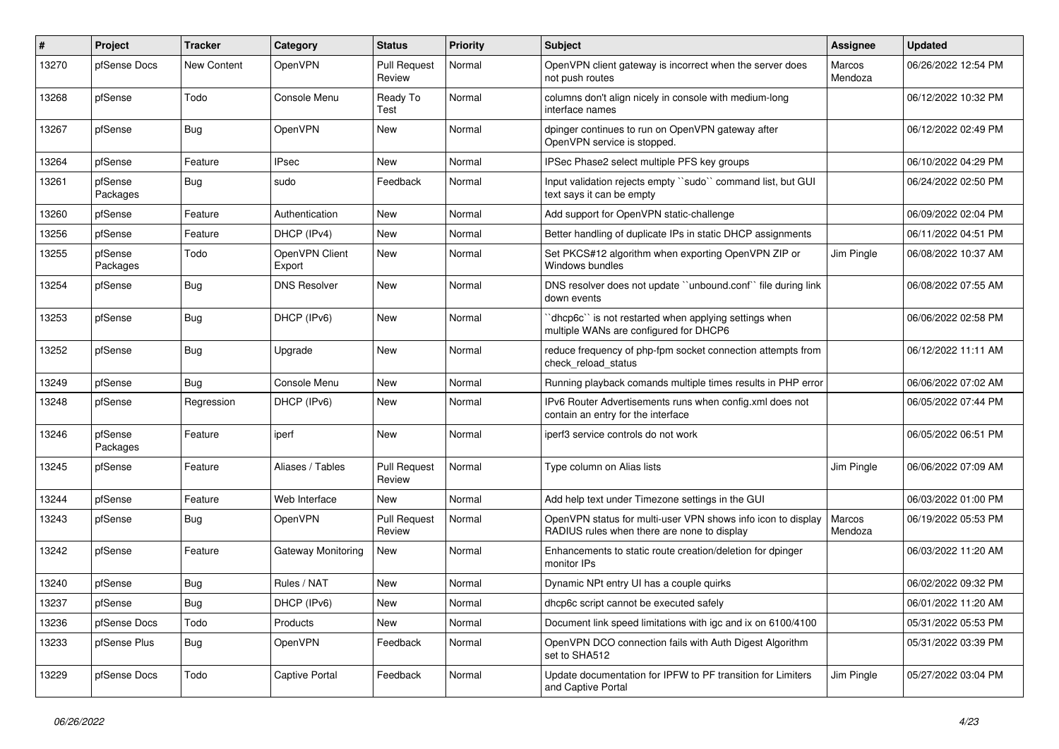| # | Project | Tracker | Category | Status | Priority | Subject | Assignee | Updated |
|---|---|---|---|---|---|---|---|---|
| 13270 | pfSense Docs | New Content | OpenVPN | Pull Request Review | Normal | OpenVPN client gateway is incorrect when the server does not push routes | Marcos Mendoza | 06/26/2022 12:54 PM |
| 13268 | pfSense | Todo | Console Menu | Ready To Test | Normal | columns don't align nicely in console with medium-long interface names | | 06/12/2022 10:32 PM |
| 13267 | pfSense | Bug | OpenVPN | New | Normal | dpinger continues to run on OpenVPN gateway after OpenVPN service is stopped. | | 06/12/2022 02:49 PM |
| 13264 | pfSense | Feature | IPsec | New | Normal | IPSec Phase2 select multiple PFS key groups | | 06/10/2022 04:29 PM |
| 13261 | pfSense Packages | Bug | sudo | Feedback | Normal | Input validation rejects empty ``sudo`` command list, but GUI text says it can be empty | | 06/24/2022 02:50 PM |
| 13260 | pfSense | Feature | Authentication | New | Normal | Add support for OpenVPN static-challenge | | 06/09/2022 02:04 PM |
| 13256 | pfSense | Feature | DHCP (IPv4) | New | Normal | Better handling of duplicate IPs in static DHCP assignments | | 06/11/2022 04:51 PM |
| 13255 | pfSense Packages | Todo | OpenVPN Client Export | New | Normal | Set PKCS#12 algorithm when exporting OpenVPN ZIP or Windows bundles | Jim Pingle | 06/08/2022 10:37 AM |
| 13254 | pfSense | Bug | DNS Resolver | New | Normal | DNS resolver does not update ``unbound.conf`` file during link down events | | 06/08/2022 07:55 AM |
| 13253 | pfSense | Bug | DHCP (IPv6) | New | Normal | ``dhcp6c`` is not restarted when applying settings when multiple WANs are configured for DHCP6 | | 06/06/2022 02:58 PM |
| 13252 | pfSense | Bug | Upgrade | New | Normal | reduce frequency of php-fpm socket connection attempts from check_reload_status | | 06/12/2022 11:11 AM |
| 13249 | pfSense | Bug | Console Menu | New | Normal | Running playback comands multiple times results in PHP error | | 06/06/2022 07:02 AM |
| 13248 | pfSense | Regression | DHCP (IPv6) | New | Normal | IPv6 Router Advertisements runs when config.xml does not contain an entry for the interface | | 06/05/2022 07:44 PM |
| 13246 | pfSense Packages | Feature | iperf | New | Normal | iperf3 service controls do not work | | 06/05/2022 06:51 PM |
| 13245 | pfSense | Feature | Aliases / Tables | Pull Request Review | Normal | Type column on Alias lists | Jim Pingle | 06/06/2022 07:09 AM |
| 13244 | pfSense | Feature | Web Interface | New | Normal | Add help text under Timezone settings in the GUI | | 06/03/2022 01:00 PM |
| 13243 | pfSense | Bug | OpenVPN | Pull Request Review | Normal | OpenVPN status for multi-user VPN shows info icon to display RADIUS rules when there are none to display | Marcos Mendoza | 06/19/2022 05:53 PM |
| 13242 | pfSense | Feature | Gateway Monitoring | New | Normal | Enhancements to static route creation/deletion for dpinger monitor IPs | | 06/03/2022 11:20 AM |
| 13240 | pfSense | Bug | Rules / NAT | New | Normal | Dynamic NPt entry UI has a couple quirks | | 06/02/2022 09:32 PM |
| 13237 | pfSense | Bug | DHCP (IPv6) | New | Normal | dhcp6c script cannot be executed safely | | 06/01/2022 11:20 AM |
| 13236 | pfSense Docs | Todo | Products | New | Normal | Document link speed limitations with igc and ix on 6100/4100 | | 05/31/2022 05:53 PM |
| 13233 | pfSense Plus | Bug | OpenVPN | Feedback | Normal | OpenVPN DCO connection fails with Auth Digest Algorithm set to SHA512 | | 05/31/2022 03:39 PM |
| 13229 | pfSense Docs | Todo | Captive Portal | Feedback | Normal | Update documentation for IPFW to PF transition for Limiters and Captive Portal | Jim Pingle | 05/27/2022 03:04 PM |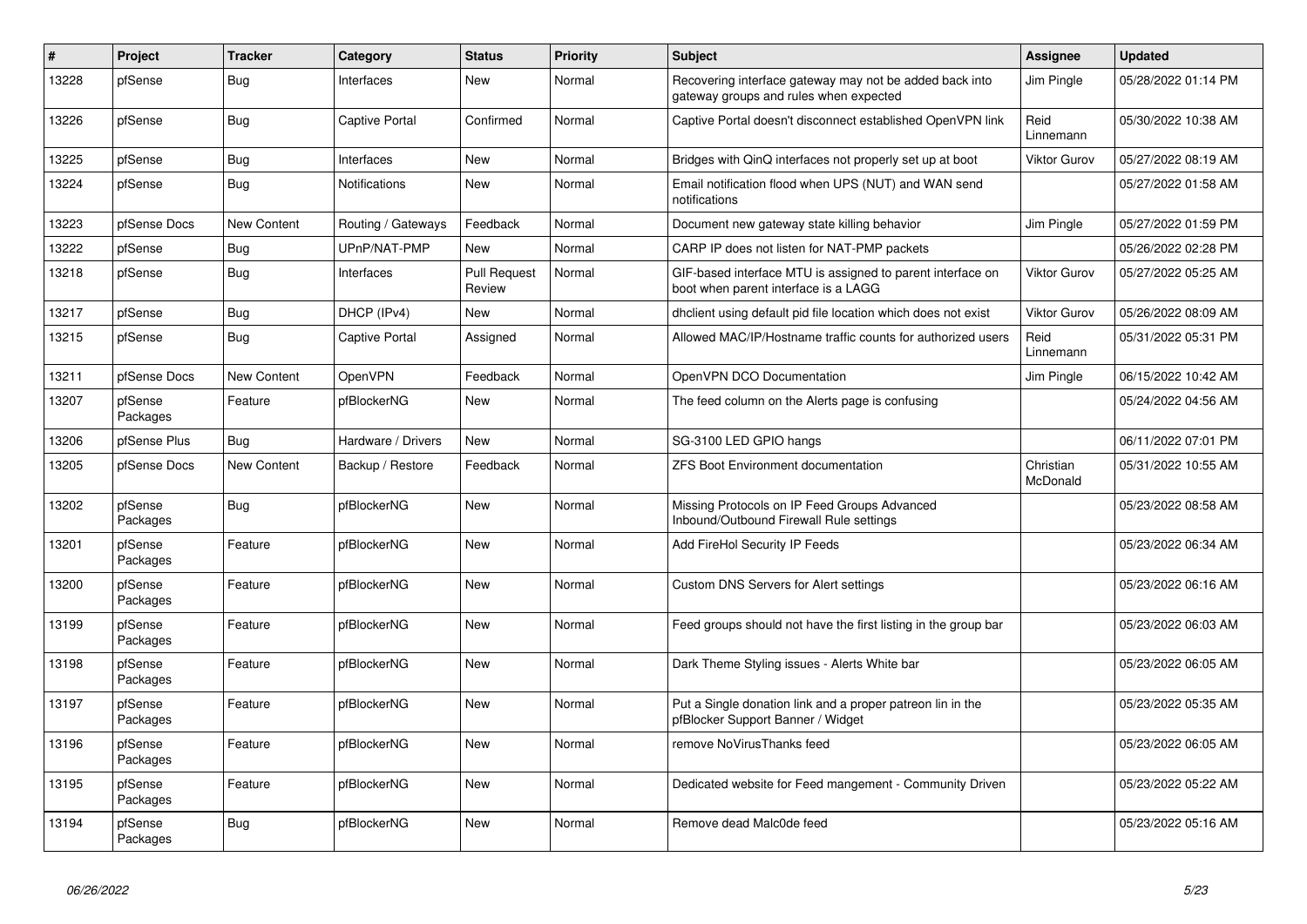| # | Project | Tracker | Category | Status | Priority | Subject | Assignee | Updated |
|---|---|---|---|---|---|---|---|---|
| 13228 | pfSense | Bug | Interfaces | New | Normal | Recovering interface gateway may not be added back into gateway groups and rules when expected | Jim Pingle | 05/28/2022 01:14 PM |
| 13226 | pfSense | Bug | Captive Portal | Confirmed | Normal | Captive Portal doesn't disconnect established OpenVPN link | Reid Linnemann | 05/30/2022 10:38 AM |
| 13225 | pfSense | Bug | Interfaces | New | Normal | Bridges with QinQ interfaces not properly set up at boot | Viktor Gurov | 05/27/2022 08:19 AM |
| 13224 | pfSense | Bug | Notifications | New | Normal | Email notification flood when UPS (NUT) and WAN send notifications | | 05/27/2022 01:58 AM |
| 13223 | pfSense Docs | New Content | Routing / Gateways | Feedback | Normal | Document new gateway state killing behavior | Jim Pingle | 05/27/2022 01:59 PM |
| 13222 | pfSense | Bug | UPnP/NAT-PMP | New | Normal | CARP IP does not listen for NAT-PMP packets | | 05/26/2022 02:28 PM |
| 13218 | pfSense | Bug | Interfaces | Pull Request Review | Normal | GIF-based interface MTU is assigned to parent interface on boot when parent interface is a LAGG | Viktor Gurov | 05/27/2022 05:25 AM |
| 13217 | pfSense | Bug | DHCP (IPv4) | New | Normal | dhclient using default pid file location which does not exist | Viktor Gurov | 05/26/2022 08:09 AM |
| 13215 | pfSense | Bug | Captive Portal | Assigned | Normal | Allowed MAC/IP/Hostname traffic counts for authorized users | Reid Linnemann | 05/31/2022 05:31 PM |
| 13211 | pfSense Docs | New Content | OpenVPN | Feedback | Normal | OpenVPN DCO Documentation | Jim Pingle | 06/15/2022 10:42 AM |
| 13207 | pfSense Packages | Feature | pfBlockerNG | New | Normal | The feed column on the Alerts page is confusing | | 05/24/2022 04:56 AM |
| 13206 | pfSense Plus | Bug | Hardware / Drivers | New | Normal | SG-3100 LED GPIO hangs | | 06/11/2022 07:01 PM |
| 13205 | pfSense Docs | New Content | Backup / Restore | Feedback | Normal | ZFS Boot Environment documentation | Christian McDonald | 05/31/2022 10:55 AM |
| 13202 | pfSense Packages | Bug | pfBlockerNG | New | Normal | Missing Protocols on IP Feed Groups Advanced Inbound/Outbound Firewall Rule settings | | 05/23/2022 08:58 AM |
| 13201 | pfSense Packages | Feature | pfBlockerNG | New | Normal | Add FireHol Security IP Feeds | | 05/23/2022 06:34 AM |
| 13200 | pfSense Packages | Feature | pfBlockerNG | New | Normal | Custom DNS Servers for Alert settings | | 05/23/2022 06:16 AM |
| 13199 | pfSense Packages | Feature | pfBlockerNG | New | Normal | Feed groups should not have the first listing in the group bar | | 05/23/2022 06:03 AM |
| 13198 | pfSense Packages | Feature | pfBlockerNG | New | Normal | Dark Theme Styling issues - Alerts White bar | | 05/23/2022 06:05 AM |
| 13197 | pfSense Packages | Feature | pfBlockerNG | New | Normal | Put a Single donation link and a proper patreon lin in the pfBlocker Support Banner / Widget | | 05/23/2022 05:35 AM |
| 13196 | pfSense Packages | Feature | pfBlockerNG | New | Normal | remove NoVirusThanks feed | | 05/23/2022 06:05 AM |
| 13195 | pfSense Packages | Feature | pfBlockerNG | New | Normal | Dedicated website for Feed mangement - Community Driven | | 05/23/2022 05:22 AM |
| 13194 | pfSense Packages | Bug | pfBlockerNG | New | Normal | Remove dead Malc0de feed | | 05/23/2022 05:16 AM |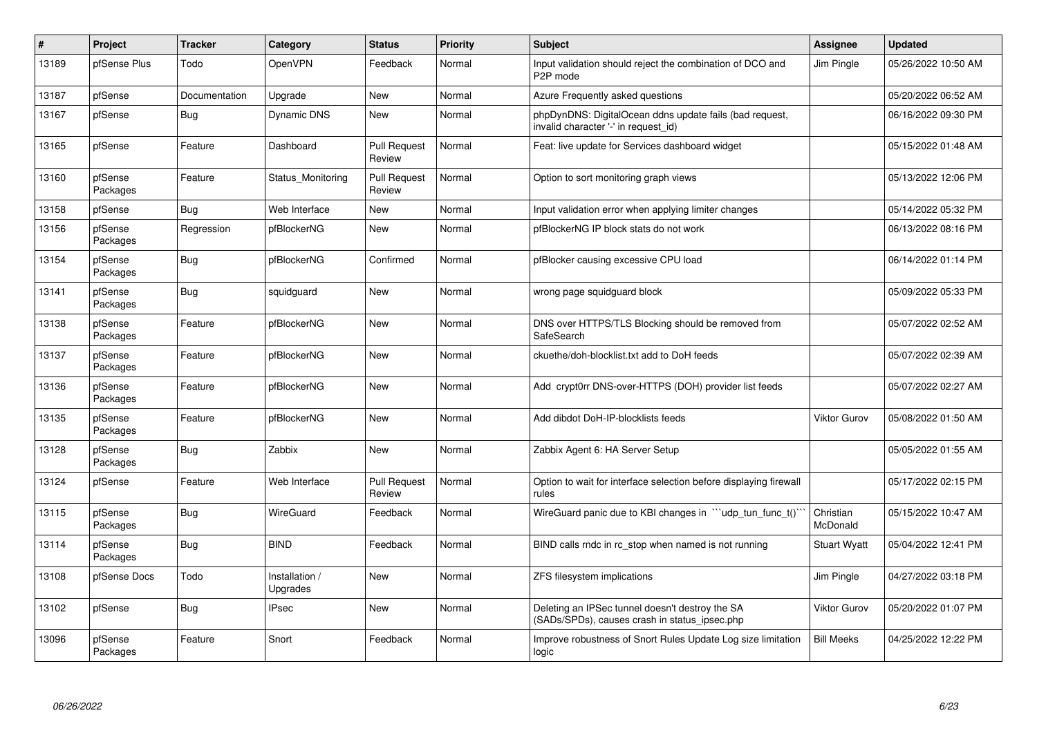| # | Project | Tracker | Category | Status | Priority | Subject | Assignee | Updated |
|---|---|---|---|---|---|---|---|---|
| 13189 | pfSense Plus | Todo | OpenVPN | Feedback | Normal | Input validation should reject the combination of DCO and P2P mode | Jim Pingle | 05/26/2022 10:50 AM |
| 13187 | pfSense | Documentation | Upgrade | New | Normal | Azure Frequently asked questions | | 05/20/2022 06:52 AM |
| 13167 | pfSense | Bug | Dynamic DNS | New | Normal | phpDynDNS: DigitalOcean ddns update fails (bad request, invalid character '-' in request_id) | | 06/16/2022 09:30 PM |
| 13165 | pfSense | Feature | Dashboard | Pull Request Review | Normal | Feat: live update for Services dashboard widget | | 05/15/2022 01:48 AM |
| 13160 | pfSense Packages | Feature | Status_Monitoring | Pull Request Review | Normal | Option to sort monitoring graph views | | 05/13/2022 12:06 PM |
| 13158 | pfSense | Bug | Web Interface | New | Normal | Input validation error when applying limiter changes | | 05/14/2022 05:32 PM |
| 13156 | pfSense Packages | Regression | pfBlockerNG | New | Normal | pfBlockerNG IP block stats do not work | | 06/13/2022 08:16 PM |
| 13154 | pfSense Packages | Bug | pfBlockerNG | Confirmed | Normal | pfBlocker causing excessive CPU load | | 06/14/2022 01:14 PM |
| 13141 | pfSense Packages | Bug | squidguard | New | Normal | wrong page squidguard block | | 05/09/2022 05:33 PM |
| 13138 | pfSense Packages | Feature | pfBlockerNG | New | Normal | DNS over HTTPS/TLS Blocking should be removed from SafeSearch | | 05/07/2022 02:52 AM |
| 13137 | pfSense Packages | Feature | pfBlockerNG | New | Normal | ckuethe/doh-blocklist.txt add to DoH feeds | | 05/07/2022 02:39 AM |
| 13136 | pfSense Packages | Feature | pfBlockerNG | New | Normal | Add crypt0rr DNS-over-HTTPS (DOH) provider list feeds | | 05/07/2022 02:27 AM |
| 13135 | pfSense Packages | Feature | pfBlockerNG | New | Normal | Add dibdot DoH-IP-blocklists feeds | Viktor Gurov | 05/08/2022 01:50 AM |
| 13128 | pfSense Packages | Bug | Zabbix | New | Normal | Zabbix Agent 6: HA Server Setup | | 05/05/2022 01:55 AM |
| 13124 | pfSense | Feature | Web Interface | Pull Request Review | Normal | Option to wait for interface selection before displaying firewall rules | | 05/17/2022 02:15 PM |
| 13115 | pfSense Packages | Bug | WireGuard | Feedback | Normal | WireGuard panic due to KBI changes in ```udp_tun_func_t()``` | Christian McDonald | 05/15/2022 10:47 AM |
| 13114 | pfSense Packages | Bug | BIND | Feedback | Normal | BIND calls rndc in rc_stop when named is not running | Stuart Wyatt | 05/04/2022 12:41 PM |
| 13108 | pfSense Docs | Todo | Installation / Upgrades | New | Normal | ZFS filesystem implications | Jim Pingle | 04/27/2022 03:18 PM |
| 13102 | pfSense | Bug | IPsec | New | Normal | Deleting an IPSec tunnel doesn't destroy the SA (SADs/SPDs), causes crash in status_ipsec.php | Viktor Gurov | 05/20/2022 01:07 PM |
| 13096 | pfSense Packages | Feature | Snort | Feedback | Normal | Improve robustness of Snort Rules Update Log size limitation logic | Bill Meeks | 04/25/2022 12:22 PM |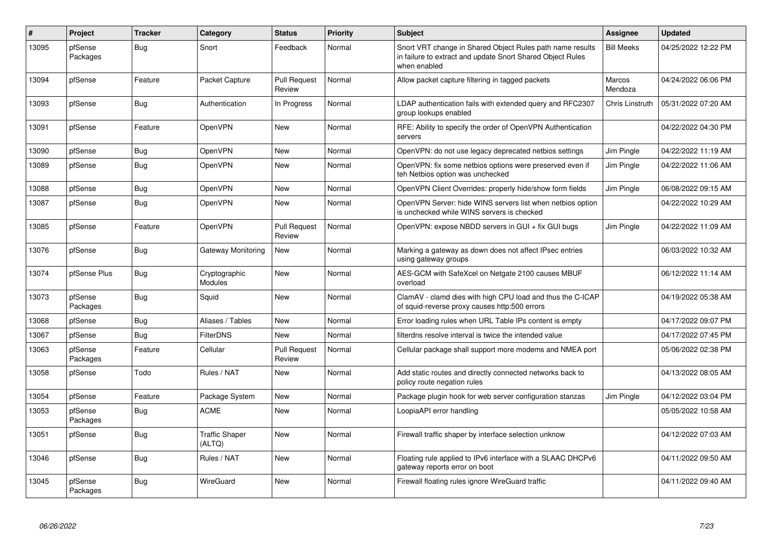| # | Project | Tracker | Category | Status | Priority | Subject | Assignee | Updated |
|---|---|---|---|---|---|---|---|---|
| 13095 | pfSense Packages | Bug | Snort | Feedback | Normal | Snort VRT change in Shared Object Rules path name results in failure to extract and update Snort Shared Object Rules when enabled | Bill Meeks | 04/25/2022 12:22 PM |
| 13094 | pfSense | Feature | Packet Capture | Pull Request Review | Normal | Allow packet capture filtering in tagged packets | Marcos Mendoza | 04/24/2022 06:06 PM |
| 13093 | pfSense | Bug | Authentication | In Progress | Normal | LDAP authentication fails with extended query and RFC2307 group lookups enabled | Chris Linstruth | 05/31/2022 07:20 AM |
| 13091 | pfSense | Feature | OpenVPN | New | Normal | RFE: Ability to specify the order of OpenVPN Authentication servers | | 04/22/2022 04:30 PM |
| 13090 | pfSense | Bug | OpenVPN | New | Normal | OpenVPN: do not use legacy deprecated netbios settings | Jim Pingle | 04/22/2022 11:19 AM |
| 13089 | pfSense | Bug | OpenVPN | New | Normal | OpenVPN: fix some netbios options were preserved even if teh Netbios option was unchecked | Jim Pingle | 04/22/2022 11:06 AM |
| 13088 | pfSense | Bug | OpenVPN | New | Normal | OpenVPN Client Overrides: properly hide/show form fields | Jim Pingle | 06/08/2022 09:15 AM |
| 13087 | pfSense | Bug | OpenVPN | New | Normal | OpenVPN Server: hide WINS servers list when netbios option is unchecked while WINS servers is checked | | 04/22/2022 10:29 AM |
| 13085 | pfSense | Feature | OpenVPN | Pull Request Review | Normal | OpenVPN: expose NBDD servers in GUI + fix GUI bugs | Jim Pingle | 04/22/2022 11:09 AM |
| 13076 | pfSense | Bug | Gateway Monitoring | New | Normal | Marking a gateway as down does not affect IPsec entries using gateway groups | | 06/03/2022 10:32 AM |
| 13074 | pfSense Plus | Bug | Cryptographic Modules | New | Normal | AES-GCM with SafeXcel on Netgate 2100 causes MBUF overload | | 06/12/2022 11:14 AM |
| 13073 | pfSense Packages | Bug | Squid | New | Normal | ClamAV - clamd dies with high CPU load and thus the C-ICAP of squid-reverse proxy causes http:500 errors | | 04/19/2022 05:38 AM |
| 13068 | pfSense | Bug | Aliases / Tables | New | Normal | Error loading rules when URL Table IPs content is empty | | 04/17/2022 09:07 PM |
| 13067 | pfSense | Bug | FilterDNS | New | Normal | filterdns resolve interval is twice the intended value | | 04/17/2022 07:45 PM |
| 13063 | pfSense Packages | Feature | Cellular | Pull Request Review | Normal | Cellular package shall support more modems and NMEA port | | 05/06/2022 02:38 PM |
| 13058 | pfSense | Todo | Rules / NAT | New | Normal | Add static routes and directly connected networks back to policy route negation rules | | 04/13/2022 08:05 AM |
| 13054 | pfSense | Feature | Package System | New | Normal | Package plugin hook for web server configuration stanzas | Jim Pingle | 04/12/2022 03:04 PM |
| 13053 | pfSense Packages | Bug | ACME | New | Normal | LoopiaAPI error handling | | 05/05/2022 10:58 AM |
| 13051 | pfSense | Bug | Traffic Shaper (ALTQ) | New | Normal | Firewall traffic shaper by interface selection unknow | | 04/12/2022 07:03 AM |
| 13046 | pfSense | Bug | Rules / NAT | New | Normal | Floating rule applied to IPv6 interface with a SLAAC DHCPv6 gateway reports error on boot | | 04/11/2022 09:50 AM |
| 13045 | pfSense Packages | Bug | WireGuard | New | Normal | Firewall floating rules ignore WireGuard traffic | | 04/11/2022 09:40 AM |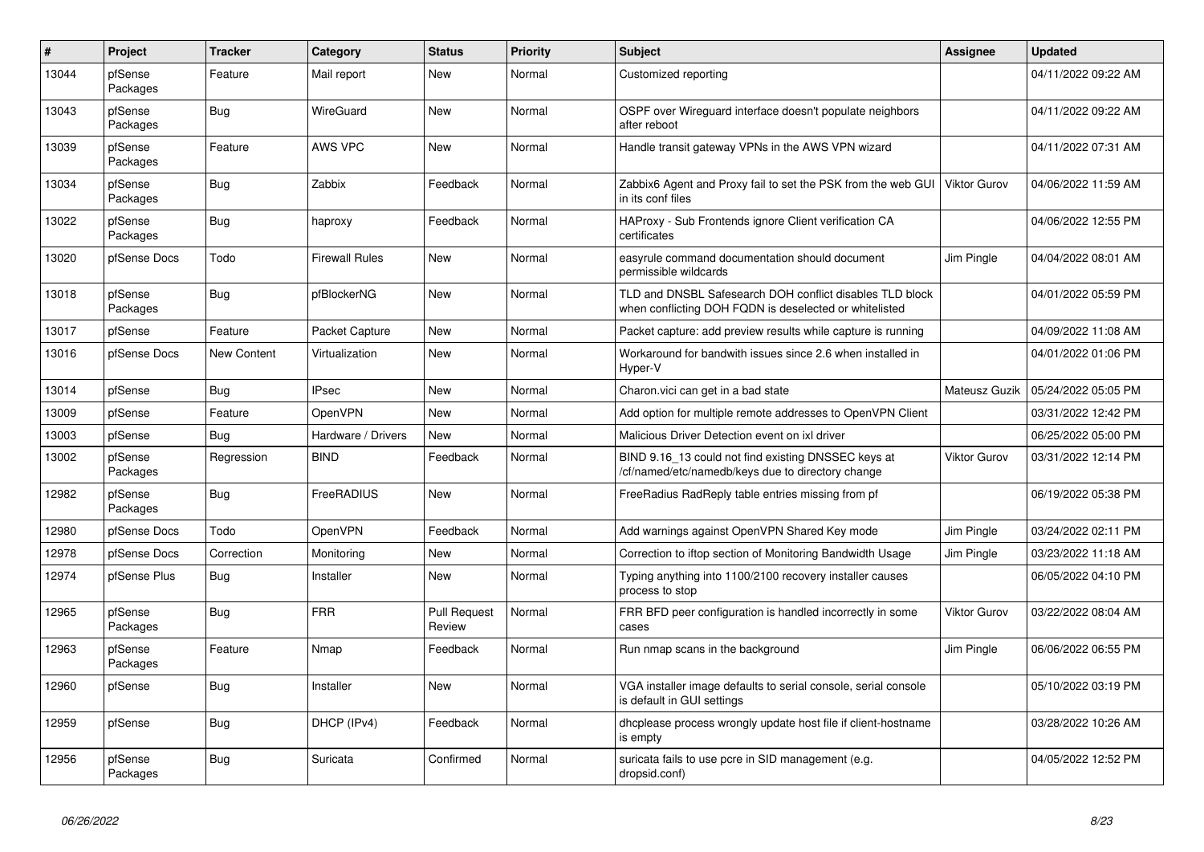| # | Project | Tracker | Category | Status | Priority | Subject | Assignee | Updated |
|---|---|---|---|---|---|---|---|---|
| 13044 | pfSense Packages | Feature | Mail report | New | Normal | Customized reporting | | 04/11/2022 09:22 AM |
| 13043 | pfSense Packages | Bug | WireGuard | New | Normal | OSPF over Wireguard interface doesn't populate neighbors after reboot | | 04/11/2022 09:22 AM |
| 13039 | pfSense Packages | Feature | AWS VPC | New | Normal | Handle transit gateway VPNs in the AWS VPN wizard | | 04/11/2022 07:31 AM |
| 13034 | pfSense Packages | Bug | Zabbix | Feedback | Normal | Zabbix6 Agent and Proxy fail to set the PSK from the web GUI in its conf files | Viktor Gurov | 04/06/2022 11:59 AM |
| 13022 | pfSense Packages | Bug | haproxy | Feedback | Normal | HAProxy - Sub Frontends ignore Client verification CA certificates | | 04/06/2022 12:55 PM |
| 13020 | pfSense Docs | Todo | Firewall Rules | New | Normal | easyrule command documentation should document permissible wildcards | Jim Pingle | 04/04/2022 08:01 AM |
| 13018 | pfSense Packages | Bug | pfBlockerNG | New | Normal | TLD and DNSBL Safesearch DOH conflict disables TLD block when conflicting DOH FQDN is deselected or whitelisted | | 04/01/2022 05:59 PM |
| 13017 | pfSense | Feature | Packet Capture | New | Normal | Packet capture: add preview results while capture is running | | 04/09/2022 11:08 AM |
| 13016 | pfSense Docs | New Content | Virtualization | New | Normal | Workaround for bandwith issues since 2.6 when installed in Hyper-V | | 04/01/2022 01:06 PM |
| 13014 | pfSense | Bug | IPsec | New | Normal | Charon.vici can get in a bad state | Mateusz Guzik | 05/24/2022 05:05 PM |
| 13009 | pfSense | Feature | OpenVPN | New | Normal | Add option for multiple remote addresses to OpenVPN Client | | 03/31/2022 12:42 PM |
| 13003 | pfSense | Bug | Hardware / Drivers | New | Normal | Malicious Driver Detection event on ixl driver | | 06/25/2022 05:00 PM |
| 13002 | pfSense Packages | Regression | BIND | Feedback | Normal | BIND 9.16_13 could not find existing DNSSEC keys at /cf/named/etc/namedb/keys due to directory change | Viktor Gurov | 03/31/2022 12:14 PM |
| 12982 | pfSense Packages | Bug | FreeRADIUS | New | Normal | FreeRadius RadReply table entries missing from pf | | 06/19/2022 05:38 PM |
| 12980 | pfSense Docs | Todo | OpenVPN | Feedback | Normal | Add warnings against OpenVPN Shared Key mode | Jim Pingle | 03/24/2022 02:11 PM |
| 12978 | pfSense Docs | Correction | Monitoring | New | Normal | Correction to iftop section of Monitoring Bandwidth Usage | Jim Pingle | 03/23/2022 11:18 AM |
| 12974 | pfSense Plus | Bug | Installer | New | Normal | Typing anything into 1100/2100 recovery installer causes process to stop | | 06/05/2022 04:10 PM |
| 12965 | pfSense Packages | Bug | FRR | Pull Request Review | Normal | FRR BFD peer configuration is handled incorrectly in some cases | Viktor Gurov | 03/22/2022 08:04 AM |
| 12963 | pfSense Packages | Feature | Nmap | Feedback | Normal | Run nmap scans in the background | Jim Pingle | 06/06/2022 06:55 PM |
| 12960 | pfSense | Bug | Installer | New | Normal | VGA installer image defaults to serial console, serial console is default in GUI settings | | 05/10/2022 03:19 PM |
| 12959 | pfSense | Bug | DHCP (IPv4) | Feedback | Normal | dhcplease process wrongly update host file if client-hostname is empty | | 03/28/2022 10:26 AM |
| 12956 | pfSense Packages | Bug | Suricata | Confirmed | Normal | suricata fails to use pcre in SID management (e.g. dropsid.conf) | | 04/05/2022 12:52 PM |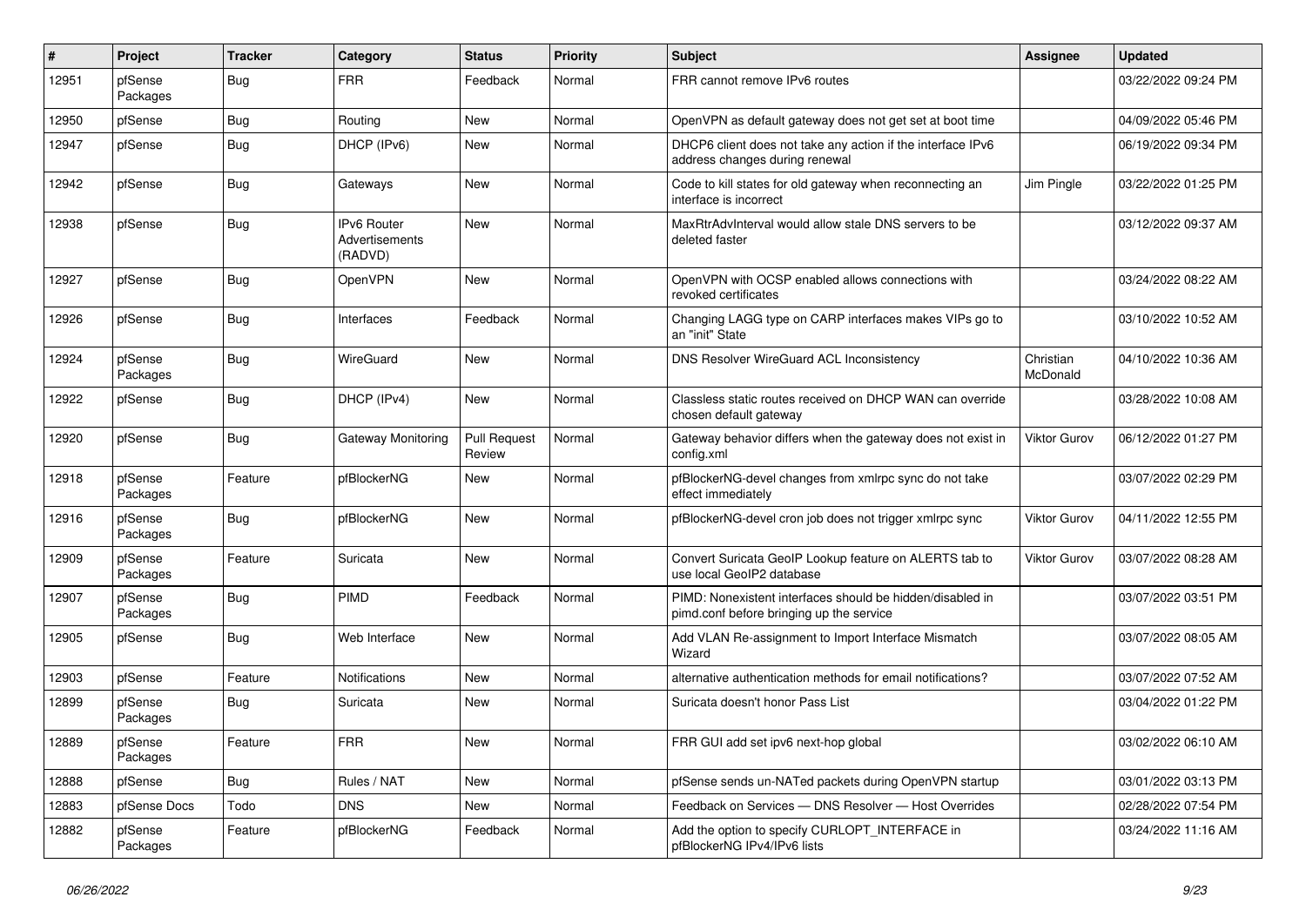| # | Project | Tracker | Category | Status | Priority | Subject | Assignee | Updated |
|---|---|---|---|---|---|---|---|---|
| 12951 | pfSense Packages | Bug | FRR | Feedback | Normal | FRR cannot remove IPv6 routes | | 03/22/2022 09:24 PM |
| 12950 | pfSense | Bug | Routing | New | Normal | OpenVPN as default gateway does not get set at boot time | | 04/09/2022 05:46 PM |
| 12947 | pfSense | Bug | DHCP (IPv6) | New | Normal | DHCP6 client does not take any action if the interface IPv6 address changes during renewal | | 06/19/2022 09:34 PM |
| 12942 | pfSense | Bug | Gateways | New | Normal | Code to kill states for old gateway when reconnecting an interface is incorrect | Jim Pingle | 03/22/2022 01:25 PM |
| 12938 | pfSense | Bug | IPv6 Router Advertisements (RADVD) | New | Normal | MaxRtrAdvInterval would allow stale DNS servers to be deleted faster | | 03/12/2022 09:37 AM |
| 12927 | pfSense | Bug | OpenVPN | New | Normal | OpenVPN with OCSP enabled allows connections with revoked certificates | | 03/24/2022 08:22 AM |
| 12926 | pfSense | Bug | Interfaces | Feedback | Normal | Changing LAGG type on CARP interfaces makes VIPs go to an "init" State | | 03/10/2022 10:52 AM |
| 12924 | pfSense Packages | Bug | WireGuard | New | Normal | DNS Resolver WireGuard ACL Inconsistency | Christian McDonald | 04/10/2022 10:36 AM |
| 12922 | pfSense | Bug | DHCP (IPv4) | New | Normal | Classless static routes received on DHCP WAN can override chosen default gateway | | 03/28/2022 10:08 AM |
| 12920 | pfSense | Bug | Gateway Monitoring | Pull Request Review | Normal | Gateway behavior differs when the gateway does not exist in config.xml | Viktor Gurov | 06/12/2022 01:27 PM |
| 12918 | pfSense Packages | Feature | pfBlockerNG | New | Normal | pfBlockerNG-devel changes from xmlrpc sync do not take effect immediately | | 03/07/2022 02:29 PM |
| 12916 | pfSense Packages | Bug | pfBlockerNG | New | Normal | pfBlockerNG-devel cron job does not trigger xmlrpc sync | Viktor Gurov | 04/11/2022 12:55 PM |
| 12909 | pfSense Packages | Feature | Suricata | New | Normal | Convert Suricata GeoIP Lookup feature on ALERTS tab to use local GeoIP2 database | Viktor Gurov | 03/07/2022 08:28 AM |
| 12907 | pfSense Packages | Bug | PIMD | Feedback | Normal | PIMD: Nonexistent interfaces should be hidden/disabled in pimd.conf before bringing up the service | | 03/07/2022 03:51 PM |
| 12905 | pfSense | Bug | Web Interface | New | Normal | Add VLAN Re-assignment to Import Interface Mismatch Wizard | | 03/07/2022 08:05 AM |
| 12903 | pfSense | Feature | Notifications | New | Normal | alternative authentication methods for email notifications? | | 03/07/2022 07:52 AM |
| 12899 | pfSense Packages | Bug | Suricata | New | Normal | Suricata doesn't honor Pass List | | 03/04/2022 01:22 PM |
| 12889 | pfSense Packages | Feature | FRR | New | Normal | FRR GUI add set ipv6 next-hop global | | 03/02/2022 06:10 AM |
| 12888 | pfSense | Bug | Rules / NAT | New | Normal | pfSense sends un-NATed packets during OpenVPN startup | | 03/01/2022 03:13 PM |
| 12883 | pfSense Docs | Todo | DNS | New | Normal | Feedback on Services — DNS Resolver — Host Overrides | | 02/28/2022 07:54 PM |
| 12882 | pfSense Packages | Feature | pfBlockerNG | Feedback | Normal | Add the option to specify CURLOPT_INTERFACE in pfBlockerNG IPv4/IPv6 lists | | 03/24/2022 11:16 AM |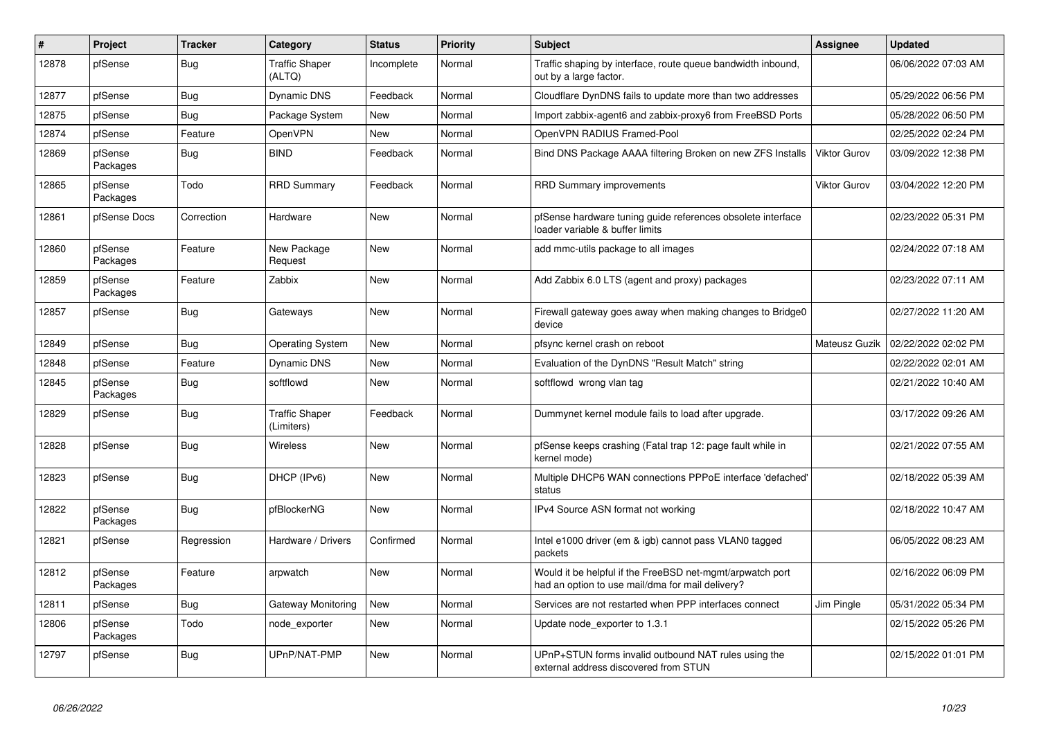| # | Project | Tracker | Category | Status | Priority | Subject | Assignee | Updated |
|---|---|---|---|---|---|---|---|---|
| 12878 | pfSense | Bug | Traffic Shaper (ALTQ) | Incomplete | Normal | Traffic shaping by interface, route queue bandwidth inbound, out by a large factor. | | 06/06/2022 07:03 AM |
| 12877 | pfSense | Bug | Dynamic DNS | Feedback | Normal | Cloudflare DynDNS fails to update more than two addresses | | 05/29/2022 06:56 PM |
| 12875 | pfSense | Bug | Package System | New | Normal | Import zabbix-agent6 and zabbix-proxy6 from FreeBSD Ports | | 05/28/2022 06:50 PM |
| 12874 | pfSense | Feature | OpenVPN | New | Normal | OpenVPN RADIUS Framed-Pool | | 02/25/2022 02:24 PM |
| 12869 | pfSense Packages | Bug | BIND | Feedback | Normal | Bind DNS Package AAAA filtering Broken on new ZFS Installs | Viktor Gurov | 03/09/2022 12:38 PM |
| 12865 | pfSense Packages | Todo | RRD Summary | Feedback | Normal | RRD Summary improvements | Viktor Gurov | 03/04/2022 12:20 PM |
| 12861 | pfSense Docs | Correction | Hardware | New | Normal | pfSense hardware tuning guide references obsolete interface loader variable & buffer limits | | 02/23/2022 05:31 PM |
| 12860 | pfSense Packages | Feature | New Package Request | New | Normal | add mmc-utils package to all images | | 02/24/2022 07:18 AM |
| 12859 | pfSense Packages | Feature | Zabbix | New | Normal | Add Zabbix 6.0 LTS (agent and proxy) packages | | 02/23/2022 07:11 AM |
| 12857 | pfSense | Bug | Gateways | New | Normal | Firewall gateway goes away when making changes to Bridge0 device | | 02/27/2022 11:20 AM |
| 12849 | pfSense | Bug | Operating System | New | Normal | pfsync kernel crash on reboot | Mateusz Guzik | 02/22/2022 02:02 PM |
| 12848 | pfSense | Feature | Dynamic DNS | New | Normal | Evaluation of the DynDNS "Result Match" string | | 02/22/2022 02:01 AM |
| 12845 | pfSense Packages | Bug | softflowd | New | Normal | softflowd wrong vlan tag | | 02/21/2022 10:40 AM |
| 12829 | pfSense | Bug | Traffic Shaper (Limiters) | Feedback | Normal | Dummynet kernel module fails to load after upgrade. | | 03/17/2022 09:26 AM |
| 12828 | pfSense | Bug | Wireless | New | Normal | pfSense keeps crashing (Fatal trap 12: page fault while in kernel mode) | | 02/21/2022 07:55 AM |
| 12823 | pfSense | Bug | DHCP (IPv6) | New | Normal | Multiple DHCP6 WAN connections PPPoE interface 'defached' status | | 02/18/2022 05:39 AM |
| 12822 | pfSense Packages | Bug | pfBlockerNG | New | Normal | IPv4 Source ASN format not working | | 02/18/2022 10:47 AM |
| 12821 | pfSense | Regression | Hardware / Drivers | Confirmed | Normal | Intel e1000 driver (em & igb) cannot pass VLAN0 tagged packets | | 06/05/2022 08:23 AM |
| 12812 | pfSense Packages | Feature | arpwatch | New | Normal | Would it be helpful if the FreeBSD net-mgmt/arpwatch port had an option to use mail/dma for mail delivery? | | 02/16/2022 06:09 PM |
| 12811 | pfSense | Bug | Gateway Monitoring | New | Normal | Services are not restarted when PPP interfaces connect | Jim Pingle | 05/31/2022 05:34 PM |
| 12806 | pfSense Packages | Todo | node_exporter | New | Normal | Update node_exporter to 1.3.1 | | 02/15/2022 05:26 PM |
| 12797 | pfSense | Bug | UPnP/NAT-PMP | New | Normal | UPnP+STUN forms invalid outbound NAT rules using the external address discovered from STUN | | 02/15/2022 01:01 PM |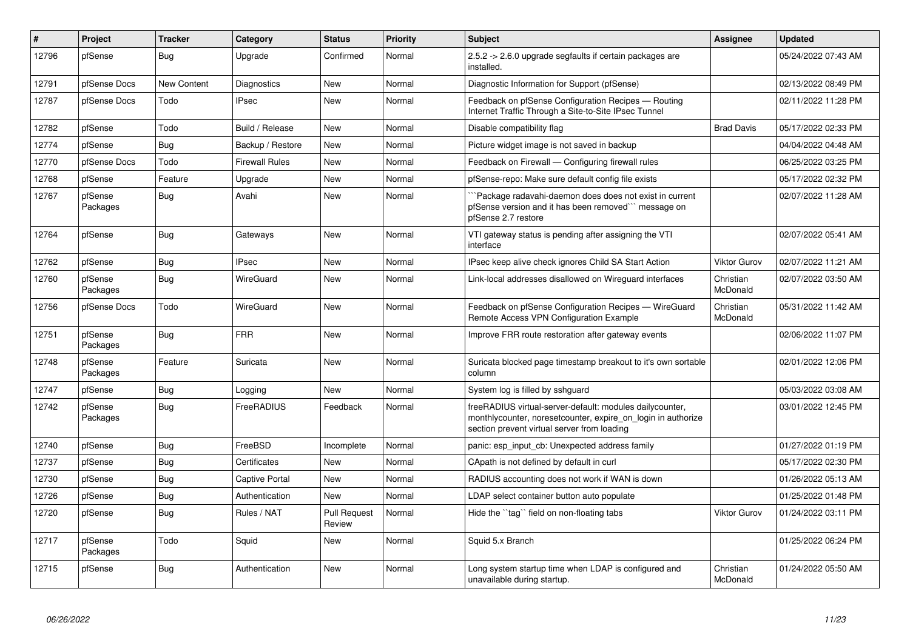| # | Project | Tracker | Category | Status | Priority | Subject | Assignee | Updated |
|---|---|---|---|---|---|---|---|---|
| 12796 | pfSense | Bug | Upgrade | Confirmed | Normal | 2.5.2 -> 2.6.0 upgrade segfaults if certain packages are installed. | | 05/24/2022 07:43 AM |
| 12791 | pfSense Docs | New Content | Diagnostics | New | Normal | Diagnostic Information for Support (pfSense) | | 02/13/2022 08:49 PM |
| 12787 | pfSense Docs | Todo | IPsec | New | Normal | Feedback on pfSense Configuration Recipes — Routing Internet Traffic Through a Site-to-Site IPsec Tunnel | | 02/11/2022 11:28 PM |
| 12782 | pfSense | Todo | Build / Release | New | Normal | Disable compatibility flag | Brad Davis | 05/17/2022 02:33 PM |
| 12774 | pfSense | Bug | Backup / Restore | New | Normal | Picture widget image is not saved in backup | | 04/04/2022 04:48 AM |
| 12770 | pfSense Docs | Todo | Firewall Rules | New | Normal | Feedback on Firewall — Configuring firewall rules | | 06/25/2022 03:25 PM |
| 12768 | pfSense | Feature | Upgrade | New | Normal | pfSense-repo: Make sure default config file exists | | 05/17/2022 02:32 PM |
| 12767 | pfSense Packages | Bug | Avahi | New | Normal | ```Package radavahi-daemon does does not exist in current pfSense version and it has been removed``` message on pfSense 2.7 restore | | 02/07/2022 11:28 AM |
| 12764 | pfSense | Bug | Gateways | New | Normal | VTI gateway status is pending after assigning the VTI interface | | 02/07/2022 05:41 AM |
| 12762 | pfSense | Bug | IPsec | New | Normal | IPsec keep alive check ignores Child SA Start Action | Viktor Gurov | 02/07/2022 11:21 AM |
| 12760 | pfSense Packages | Bug | WireGuard | New | Normal | Link-local addresses disallowed on Wireguard interfaces | Christian McDonald | 02/07/2022 03:50 AM |
| 12756 | pfSense Docs | Todo | WireGuard | New | Normal | Feedback on pfSense Configuration Recipes — WireGuard Remote Access VPN Configuration Example | Christian McDonald | 05/31/2022 11:42 AM |
| 12751 | pfSense Packages | Bug | FRR | New | Normal | Improve FRR route restoration after gateway events | | 02/06/2022 11:07 PM |
| 12748 | pfSense Packages | Feature | Suricata | New | Normal | Suricata blocked page timestamp breakout to it's own sortable column | | 02/01/2022 12:06 PM |
| 12747 | pfSense | Bug | Logging | New | Normal | System log is filled by sshguard | | 05/03/2022 03:08 AM |
| 12742 | pfSense Packages | Bug | FreeRADIUS | Feedback | Normal | freeRADIUS virtual-server-default: modules dailycounter, monthlycounter, noresetcounter, expire_on_login in authorize section prevent virtual server from loading | | 03/01/2022 12:45 PM |
| 12740 | pfSense | Bug | FreeBSD | Incomplete | Normal | panic: esp_input_cb: Unexpected address family | | 01/27/2022 01:19 PM |
| 12737 | pfSense | Bug | Certificates | New | Normal | CApath is not defined by default in curl | | 05/17/2022 02:30 PM |
| 12730 | pfSense | Bug | Captive Portal | New | Normal | RADIUS accounting does not work if WAN is down | | 01/26/2022 05:13 AM |
| 12726 | pfSense | Bug | Authentication | New | Normal | LDAP select container button auto populate | | 01/25/2022 01:48 PM |
| 12720 | pfSense | Bug | Rules / NAT | Pull Request Review | Normal | Hide the ``tag`` field on non-floating tabs | Viktor Gurov | 01/24/2022 03:11 PM |
| 12717 | pfSense Packages | Todo | Squid | New | Normal | Squid 5.x Branch | | 01/25/2022 06:24 PM |
| 12715 | pfSense | Bug | Authentication | New | Normal | Long system startup time when LDAP is configured and unavailable during startup. | Christian McDonald | 01/24/2022 05:50 AM |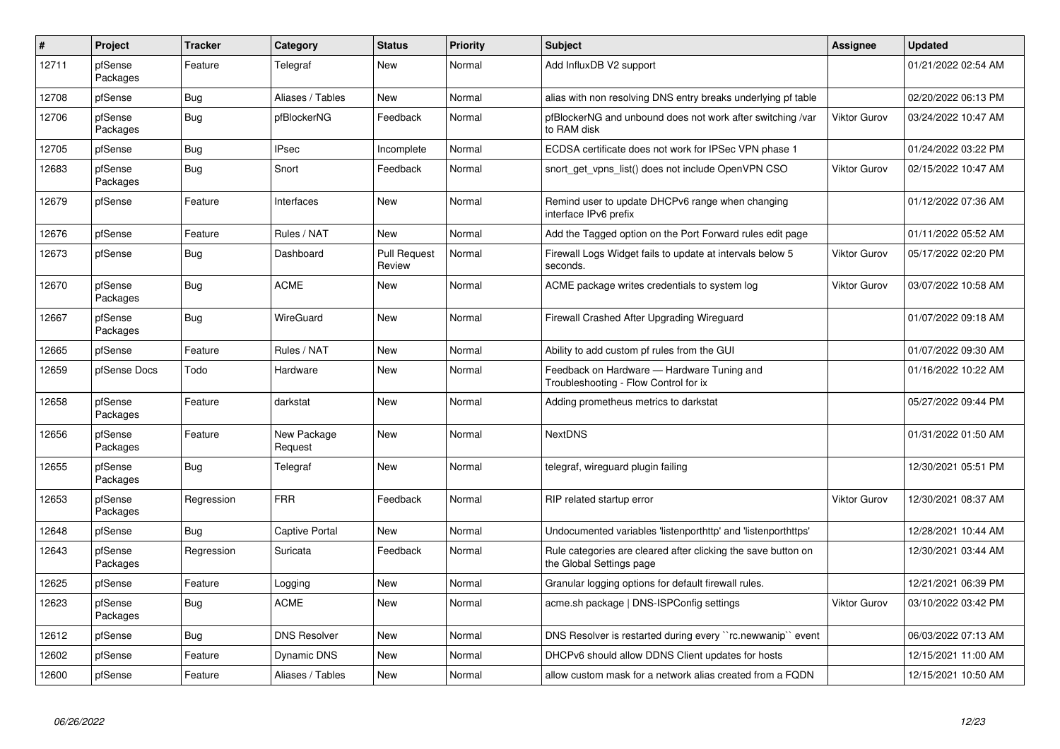| # | Project | Tracker | Category | Status | Priority | Subject | Assignee | Updated |
|---|---|---|---|---|---|---|---|---|
| 12711 | pfSense Packages | Feature | Telegraf | New | Normal | Add InfluxDB V2 support | | 01/21/2022 02:54 AM |
| 12708 | pfSense | Bug | Aliases / Tables | New | Normal | alias with non resolving DNS entry breaks underlying pf table | | 02/20/2022 06:13 PM |
| 12706 | pfSense Packages | Bug | pfBlockerNG | Feedback | Normal | pfBlockerNG and unbound does not work after switching /var to RAM disk | Viktor Gurov | 03/24/2022 10:47 AM |
| 12705 | pfSense | Bug | IPsec | Incomplete | Normal | ECDSA certificate does not work for IPSec VPN phase 1 | | 01/24/2022 03:22 PM |
| 12683 | pfSense Packages | Bug | Snort | Feedback | Normal | snort_get_vpns_list() does not include OpenVPN CSO | Viktor Gurov | 02/15/2022 10:47 AM |
| 12679 | pfSense | Feature | Interfaces | New | Normal | Remind user to update DHCPv6 range when changing interface IPv6 prefix | | 01/12/2022 07:36 AM |
| 12676 | pfSense | Feature | Rules / NAT | New | Normal | Add the Tagged option on the Port Forward rules edit page | | 01/11/2022 05:52 AM |
| 12673 | pfSense | Bug | Dashboard | Pull Request Review | Normal | Firewall Logs Widget fails to update at intervals below 5 seconds. | Viktor Gurov | 05/17/2022 02:20 PM |
| 12670 | pfSense Packages | Bug | ACME | New | Normal | ACME package writes credentials to system log | Viktor Gurov | 03/07/2022 10:58 AM |
| 12667 | pfSense Packages | Bug | WireGuard | New | Normal | Firewall Crashed After Upgrading Wireguard | | 01/07/2022 09:18 AM |
| 12665 | pfSense | Feature | Rules / NAT | New | Normal | Ability to add custom pf rules from the GUI | | 01/07/2022 09:30 AM |
| 12659 | pfSense Docs | Todo | Hardware | New | Normal | Feedback on Hardware — Hardware Tuning and Troubleshooting - Flow Control for ix | | 01/16/2022 10:22 AM |
| 12658 | pfSense Packages | Feature | darkstat | New | Normal | Adding prometheus metrics to darkstat | | 05/27/2022 09:44 PM |
| 12656 | pfSense Packages | Feature | New Package Request | New | Normal | NextDNS | | 01/31/2022 01:50 AM |
| 12655 | pfSense Packages | Bug | Telegraf | New | Normal | telegraf, wireguard plugin failing | | 12/30/2021 05:51 PM |
| 12653 | pfSense Packages | Regression | FRR | Feedback | Normal | RIP related startup error | Viktor Gurov | 12/30/2021 08:37 AM |
| 12648 | pfSense | Bug | Captive Portal | New | Normal | Undocumented variables 'listenporthttp' and 'listenporthttps' | | 12/28/2021 10:44 AM |
| 12643 | pfSense Packages | Regression | Suricata | Feedback | Normal | Rule categories are cleared after clicking the save button on the Global Settings page | | 12/30/2021 03:44 AM |
| 12625 | pfSense | Feature | Logging | New | Normal | Granular logging options for default firewall rules. | | 12/21/2021 06:39 PM |
| 12623 | pfSense Packages | Bug | ACME | New | Normal | acme.sh package \| DNS-ISPConfig settings | Viktor Gurov | 03/10/2022 03:42 PM |
| 12612 | pfSense | Bug | DNS Resolver | New | Normal | DNS Resolver is restarted during every ``rc.newwanip`` event | | 06/03/2022 07:13 AM |
| 12602 | pfSense | Feature | Dynamic DNS | New | Normal | DHCPv6 should allow DDNS Client updates for hosts | | 12/15/2021 11:00 AM |
| 12600 | pfSense | Feature | Aliases / Tables | New | Normal | allow custom mask for a network alias created from a FQDN | | 12/15/2021 10:50 AM |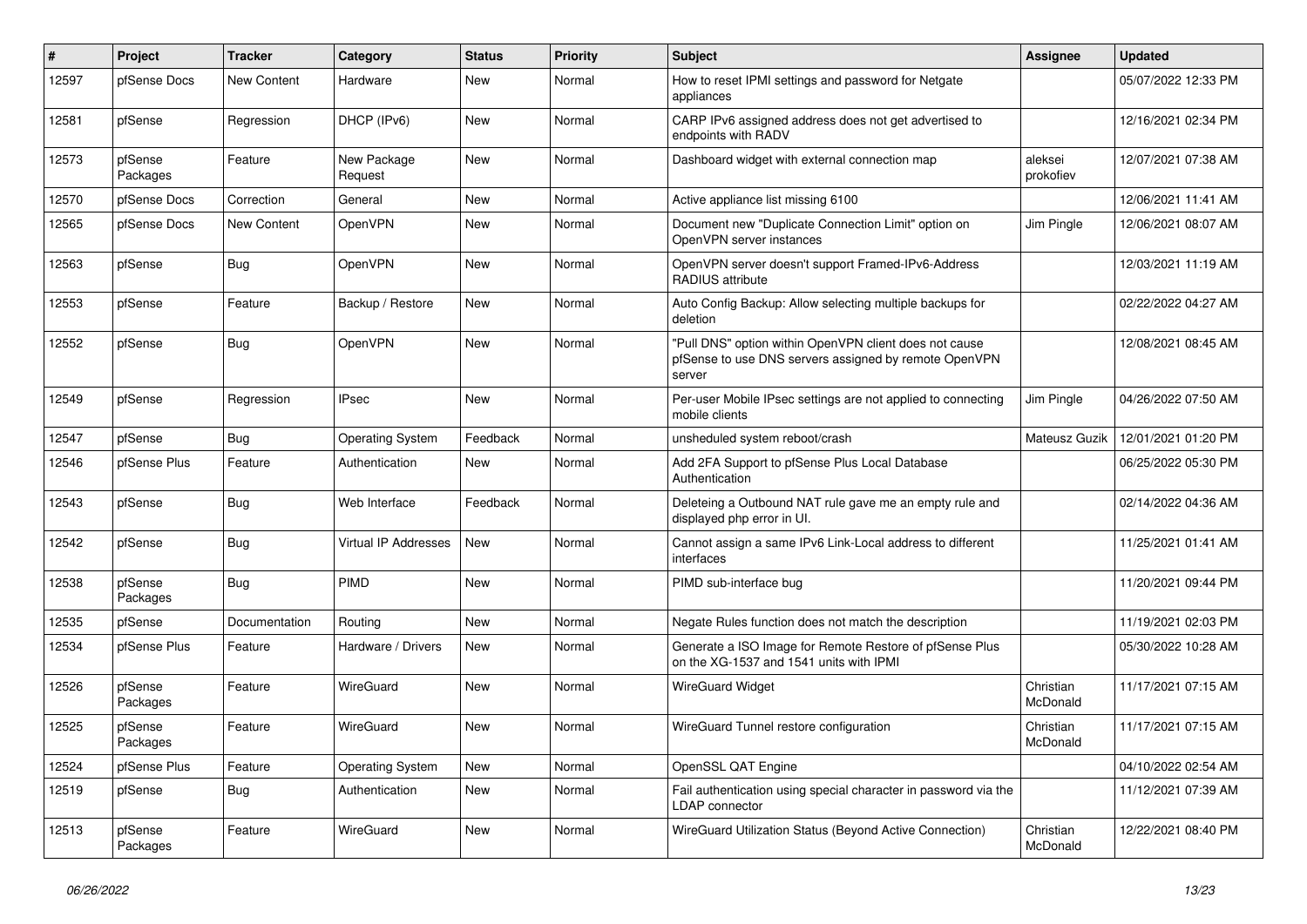| # | Project | Tracker | Category | Status | Priority | Subject | Assignee | Updated |
|---|---|---|---|---|---|---|---|---|
| 12597 | pfSense Docs | New Content | Hardware | New | Normal | How to reset IPMI settings and password for Netgate appliances | | 05/07/2022 12:33 PM |
| 12581 | pfSense | Regression | DHCP (IPv6) | New | Normal | CARP IPv6 assigned address does not get advertised to endpoints with RADV | | 12/16/2021 02:34 PM |
| 12573 | pfSense Packages | Feature | New Package Request | New | Normal | Dashboard widget with external connection map | aleksei prokofiev | 12/07/2021 07:38 AM |
| 12570 | pfSense Docs | Correction | General | New | Normal | Active appliance list missing 6100 | | 12/06/2021 11:41 AM |
| 12565 | pfSense Docs | New Content | OpenVPN | New | Normal | Document new "Duplicate Connection Limit" option on OpenVPN server instances | Jim Pingle | 12/06/2021 08:07 AM |
| 12563 | pfSense | Bug | OpenVPN | New | Normal | OpenVPN server doesn't support Framed-IPv6-Address RADIUS attribute | | 12/03/2021 11:19 AM |
| 12553 | pfSense | Feature | Backup / Restore | New | Normal | Auto Config Backup: Allow selecting multiple backups for deletion | | 02/22/2022 04:27 AM |
| 12552 | pfSense | Bug | OpenVPN | New | Normal | "Pull DNS" option within OpenVPN client does not cause pfSense to use DNS servers assigned by remote OpenVPN server | | 12/08/2021 08:45 AM |
| 12549 | pfSense | Regression | IPsec | New | Normal | Per-user Mobile IPsec settings are not applied to connecting mobile clients | Jim Pingle | 04/26/2022 07:50 AM |
| 12547 | pfSense | Bug | Operating System | Feedback | Normal | unsheduled system reboot/crash | Mateusz Guzik | 12/01/2021 01:20 PM |
| 12546 | pfSense Plus | Feature | Authentication | New | Normal | Add 2FA Support to pfSense Plus Local Database Authentication | | 06/25/2022 05:30 PM |
| 12543 | pfSense | Bug | Web Interface | Feedback | Normal | Deleteing a Outbound NAT rule gave me an empty rule and displayed php error in UI. | | 02/14/2022 04:36 AM |
| 12542 | pfSense | Bug | Virtual IP Addresses | New | Normal | Cannot assign a same IPv6 Link-Local address to different interfaces | | 11/25/2021 01:41 AM |
| 12538 | pfSense Packages | Bug | PIMD | New | Normal | PIMD sub-interface bug | | 11/20/2021 09:44 PM |
| 12535 | pfSense | Documentation | Routing | New | Normal | Negate Rules function does not match the description | | 11/19/2021 02:03 PM |
| 12534 | pfSense Plus | Feature | Hardware / Drivers | New | Normal | Generate a ISO Image for Remote Restore of pfSense Plus on the XG-1537 and 1541 units with IPMI | | 05/30/2022 10:28 AM |
| 12526 | pfSense Packages | Feature | WireGuard | New | Normal | WireGuard Widget | Christian McDonald | 11/17/2021 07:15 AM |
| 12525 | pfSense Packages | Feature | WireGuard | New | Normal | WireGuard Tunnel restore configuration | Christian McDonald | 11/17/2021 07:15 AM |
| 12524 | pfSense Plus | Feature | Operating System | New | Normal | OpenSSL QAT Engine | | 04/10/2022 02:54 AM |
| 12519 | pfSense | Bug | Authentication | New | Normal | Fail authentication using special character in password via the LDAP connector | | 11/12/2021 07:39 AM |
| 12513 | pfSense Packages | Feature | WireGuard | New | Normal | WireGuard Utilization Status (Beyond Active Connection) | Christian McDonald | 12/22/2021 08:40 PM |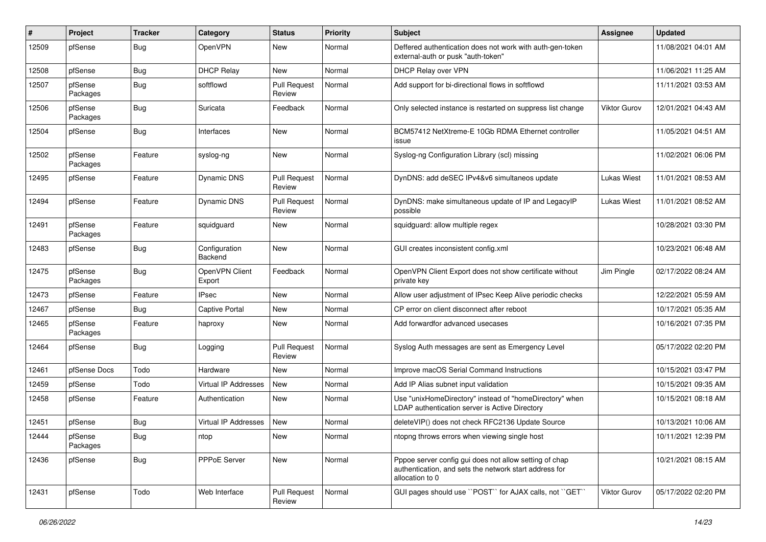| # | Project | Tracker | Category | Status | Priority | Subject | Assignee | Updated |
|---|---|---|---|---|---|---|---|---|
| 12509 | pfSense | Bug | OpenVPN | New | Normal | Deffered authentication does not work with auth-gen-token external-auth or pusk "auth-token" | | 11/08/2021 04:01 AM |
| 12508 | pfSense | Bug | DHCP Relay | New | Normal | DHCP Relay over VPN | | 11/06/2021 11:25 AM |
| 12507 | pfSense Packages | Bug | softflowd | Pull Request Review | Normal | Add support for bi-directional flows in softflowd | | 11/11/2021 03:53 AM |
| 12506 | pfSense Packages | Bug | Suricata | Feedback | Normal | Only selected instance is restarted on suppress list change | Viktor Gurov | 12/01/2021 04:43 AM |
| 12504 | pfSense | Bug | Interfaces | New | Normal | BCM57412 NetXtreme-E 10Gb RDMA Ethernet controller issue | | 11/05/2021 04:51 AM |
| 12502 | pfSense Packages | Feature | syslog-ng | New | Normal | Syslog-ng Configuration Library (scl) missing | | 11/02/2021 06:06 PM |
| 12495 | pfSense | Feature | Dynamic DNS | Pull Request Review | Normal | DynDNS: add deSEC IPv4&v6 simultaneos update | Lukas Wiest | 11/01/2021 08:53 AM |
| 12494 | pfSense | Feature | Dynamic DNS | Pull Request Review | Normal | DynDNS: make simultaneous update of IP and LegacyIP possible | Lukas Wiest | 11/01/2021 08:52 AM |
| 12491 | pfSense Packages | Feature | squidguard | New | Normal | squidguard: allow multiple regex | | 10/28/2021 03:30 PM |
| 12483 | pfSense | Bug | Configuration Backend | New | Normal | GUI creates inconsistent config.xml | | 10/23/2021 06:48 AM |
| 12475 | pfSense Packages | Bug | OpenVPN Client Export | Feedback | Normal | OpenVPN Client Export does not show certificate without private key | Jim Pingle | 02/17/2022 08:24 AM |
| 12473 | pfSense | Feature | IPsec | New | Normal | Allow user adjustment of IPsec Keep Alive periodic checks | | 12/22/2021 05:59 AM |
| 12467 | pfSense | Bug | Captive Portal | New | Normal | CP error on client disconnect after reboot | | 10/17/2021 05:35 AM |
| 12465 | pfSense Packages | Feature | haproxy | New | Normal | Add forwardfor advanced usecases | | 10/16/2021 07:35 PM |
| 12464 | pfSense | Bug | Logging | Pull Request Review | Normal | Syslog Auth messages are sent as Emergency Level | | 05/17/2022 02:20 PM |
| 12461 | pfSense Docs | Todo | Hardware | New | Normal | Improve macOS Serial Command Instructions | | 10/15/2021 03:47 PM |
| 12459 | pfSense | Todo | Virtual IP Addresses | New | Normal | Add IP Alias subnet input validation | | 10/15/2021 09:35 AM |
| 12458 | pfSense | Feature | Authentication | New | Normal | Use "unixHomeDirectory" instead of "homeDirectory" when LDAP authentication server is Active Directory | | 10/15/2021 08:18 AM |
| 12451 | pfSense | Bug | Virtual IP Addresses | New | Normal | deleteVIP() does not check RFC2136 Update Source | | 10/13/2021 10:06 AM |
| 12444 | pfSense Packages | Bug | ntop | New | Normal | ntopng throws errors when viewing single host | | 10/11/2021 12:39 PM |
| 12436 | pfSense | Bug | PPPoE Server | New | Normal | Pppoe server config gui does not allow setting of chap authentication, and sets the network start address for allocation to 0 | | 10/21/2021 08:15 AM |
| 12431 | pfSense | Todo | Web Interface | Pull Request Review | Normal | GUI pages should use ``POST`` for AJAX calls, not ``GET`` | Viktor Gurov | 05/17/2022 02:20 PM |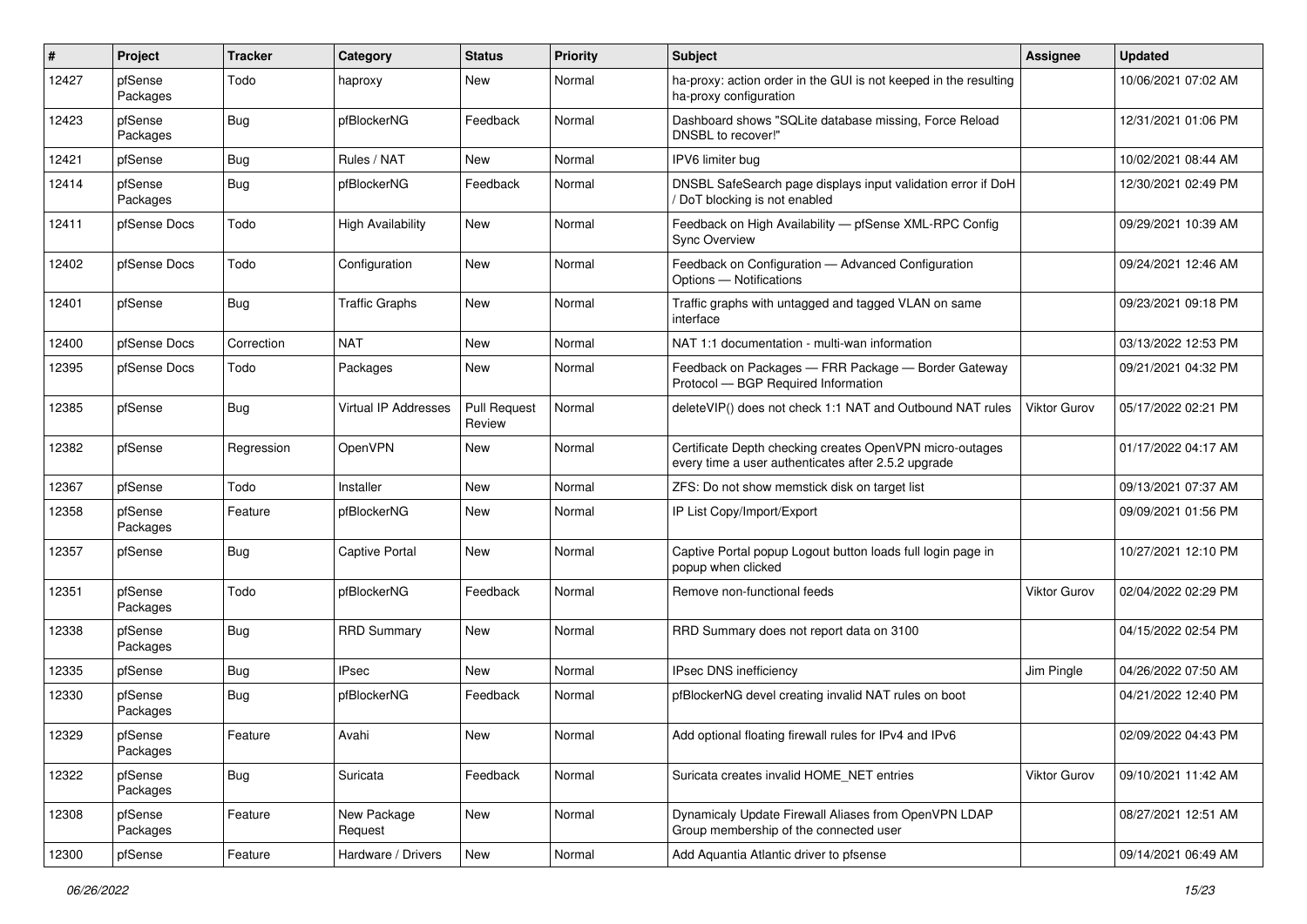| # | Project | Tracker | Category | Status | Priority | Subject | Assignee | Updated |
|---|---|---|---|---|---|---|---|---|
| 12427 | pfSense Packages | Todo | haproxy | New | Normal | ha-proxy: action order in the GUI is not keeped in the resulting ha-proxy configuration | | 10/06/2021 07:02 AM |
| 12423 | pfSense Packages | Bug | pfBlockerNG | Feedback | Normal | Dashboard shows "SQLite database missing, Force Reload DNSBL to recover!" | | 12/31/2021 01:06 PM |
| 12421 | pfSense | Bug | Rules / NAT | New | Normal | IPV6 limiter bug | | 10/02/2021 08:44 AM |
| 12414 | pfSense Packages | Bug | pfBlockerNG | Feedback | Normal | DNSBL SafeSearch page displays input validation error if DoH / DoT blocking is not enabled | | 12/30/2021 02:49 PM |
| 12411 | pfSense Docs | Todo | High Availability | New | Normal | Feedback on High Availability — pfSense XML-RPC Config Sync Overview | | 09/29/2021 10:39 AM |
| 12402 | pfSense Docs | Todo | Configuration | New | Normal | Feedback on Configuration — Advanced Configuration Options — Notifications | | 09/24/2021 12:46 AM |
| 12401 | pfSense | Bug | Traffic Graphs | New | Normal | Traffic graphs with untagged and tagged VLAN on same interface | | 09/23/2021 09:18 PM |
| 12400 | pfSense Docs | Correction | NAT | New | Normal | NAT 1:1 documentation - multi-wan information | | 03/13/2022 12:53 PM |
| 12395 | pfSense Docs | Todo | Packages | New | Normal | Feedback on Packages — FRR Package — Border Gateway Protocol — BGP Required Information | | 09/21/2021 04:32 PM |
| 12385 | pfSense | Bug | Virtual IP Addresses | Pull Request Review | Normal | deleteVIP() does not check 1:1 NAT and Outbound NAT rules | Viktor Gurov | 05/17/2022 02:21 PM |
| 12382 | pfSense | Regression | OpenVPN | New | Normal | Certificate Depth checking creates OpenVPN micro-outages every time a user authenticates after 2.5.2 upgrade | | 01/17/2022 04:17 AM |
| 12367 | pfSense | Todo | Installer | New | Normal | ZFS: Do not show memstick disk on target list | | 09/13/2021 07:37 AM |
| 12358 | pfSense Packages | Feature | pfBlockerNG | New | Normal | IP List Copy/Import/Export | | 09/09/2021 01:56 PM |
| 12357 | pfSense | Bug | Captive Portal | New | Normal | Captive Portal popup Logout button loads full login page in popup when clicked | | 10/27/2021 12:10 PM |
| 12351 | pfSense Packages | Todo | pfBlockerNG | Feedback | Normal | Remove non-functional feeds | Viktor Gurov | 02/04/2022 02:29 PM |
| 12338 | pfSense Packages | Bug | RRD Summary | New | Normal | RRD Summary does not report data on 3100 | | 04/15/2022 02:54 PM |
| 12335 | pfSense | Bug | IPsec | New | Normal | IPsec DNS inefficiency | Jim Pingle | 04/26/2022 07:50 AM |
| 12330 | pfSense Packages | Bug | pfBlockerNG | Feedback | Normal | pfBlockerNG devel creating invalid NAT rules on boot | | 04/21/2022 12:40 PM |
| 12329 | pfSense Packages | Feature | Avahi | New | Normal | Add optional floating firewall rules for IPv4 and IPv6 | | 02/09/2022 04:43 PM |
| 12322 | pfSense Packages | Bug | Suricata | Feedback | Normal | Suricata creates invalid HOME_NET entries | Viktor Gurov | 09/10/2021 11:42 AM |
| 12308 | pfSense Packages | Feature | New Package Request | New | Normal | Dynamicaly Update Firewall Aliases from OpenVPN LDAP Group membership of the connected user | | 08/27/2021 12:51 AM |
| 12300 | pfSense | Feature | Hardware / Drivers | New | Normal | Add Aquantia Atlantic driver to pfsense | | 09/14/2021 06:49 AM |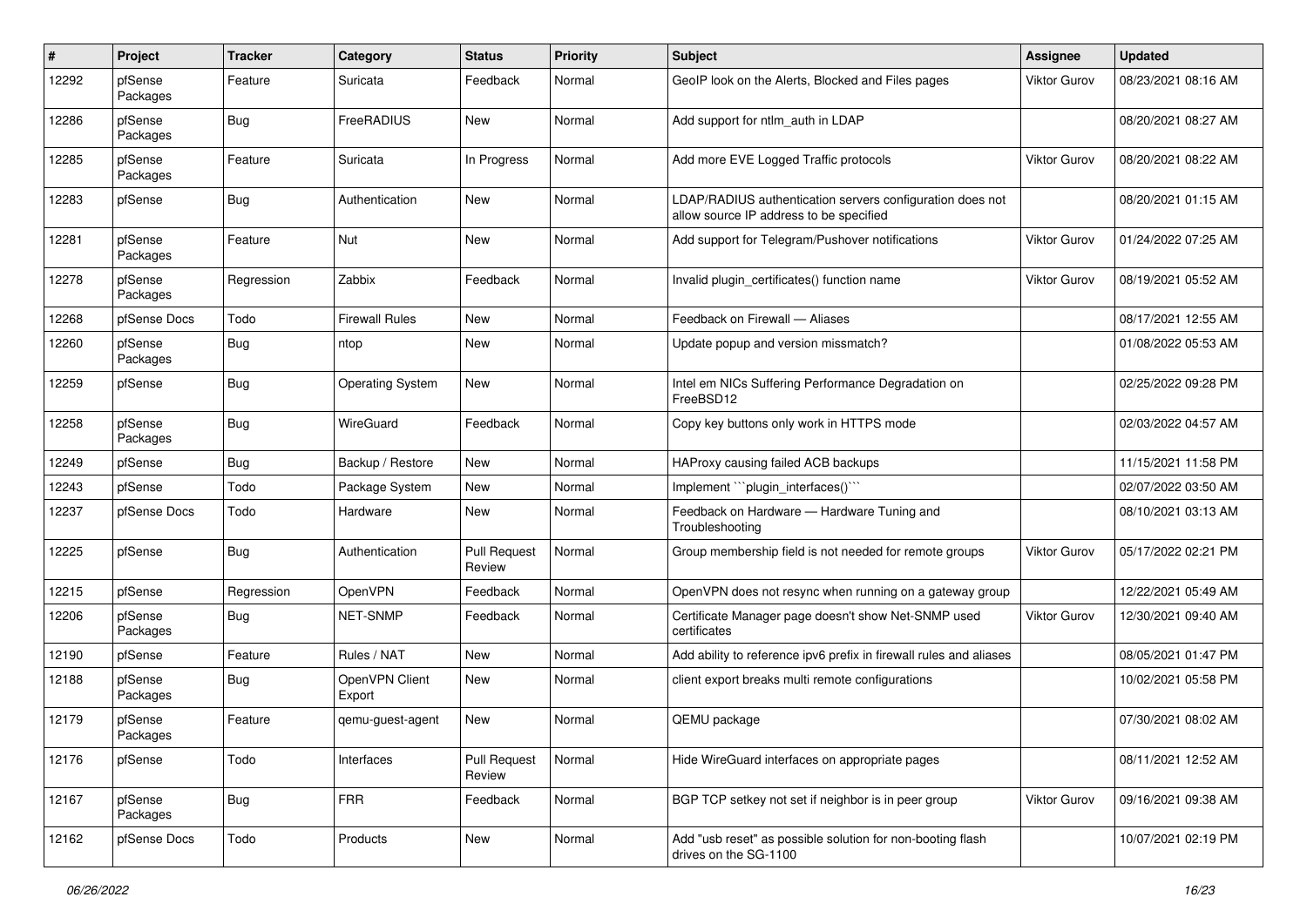| # | Project | Tracker | Category | Status | Priority | Subject | Assignee | Updated |
|---|---|---|---|---|---|---|---|---|
| 12292 | pfSense Packages | Feature | Suricata | Feedback | Normal | GeoIP look on the Alerts, Blocked and Files pages | Viktor Gurov | 08/23/2021 08:16 AM |
| 12286 | pfSense Packages | Bug | FreeRADIUS | New | Normal | Add support for ntlm_auth in LDAP | | 08/20/2021 08:27 AM |
| 12285 | pfSense Packages | Feature | Suricata | In Progress | Normal | Add more EVE Logged Traffic protocols | Viktor Gurov | 08/20/2021 08:22 AM |
| 12283 | pfSense | Bug | Authentication | New | Normal | LDAP/RADIUS authentication servers configuration does not allow source IP address to be specified | | 08/20/2021 01:15 AM |
| 12281 | pfSense Packages | Feature | Nut | New | Normal | Add support for Telegram/Pushover notifications | Viktor Gurov | 01/24/2022 07:25 AM |
| 12278 | pfSense Packages | Regression | Zabbix | Feedback | Normal | Invalid plugin_certificates() function name | Viktor Gurov | 08/19/2021 05:52 AM |
| 12268 | pfSense Docs | Todo | Firewall Rules | New | Normal | Feedback on Firewall — Aliases | | 08/17/2021 12:55 AM |
| 12260 | pfSense Packages | Bug | ntop | New | Normal | Update popup and version missmatch? | | 01/08/2022 05:53 AM |
| 12259 | pfSense | Bug | Operating System | New | Normal | Intel em NICs Suffering Performance Degradation on FreeBSD12 | | 02/25/2022 09:28 PM |
| 12258 | pfSense Packages | Bug | WireGuard | Feedback | Normal | Copy key buttons only work in HTTPS mode | | 02/03/2022 04:57 AM |
| 12249 | pfSense | Bug | Backup / Restore | New | Normal | HAProxy causing failed ACB backups | | 11/15/2021 11:58 PM |
| 12243 | pfSense | Todo | Package System | New | Normal | Implement ```plugin_interfaces()``` | | 02/07/2022 03:50 AM |
| 12237 | pfSense Docs | Todo | Hardware | New | Normal | Feedback on Hardware — Hardware Tuning and Troubleshooting | | 08/10/2021 03:13 AM |
| 12225 | pfSense | Bug | Authentication | Pull Request Review | Normal | Group membership field is not needed for remote groups | Viktor Gurov | 05/17/2022 02:21 PM |
| 12215 | pfSense | Regression | OpenVPN | Feedback | Normal | OpenVPN does not resync when running on a gateway group | | 12/22/2021 05:49 AM |
| 12206 | pfSense Packages | Bug | NET-SNMP | Feedback | Normal | Certificate Manager page doesn't show Net-SNMP used certificates | Viktor Gurov | 12/30/2021 09:40 AM |
| 12190 | pfSense | Feature | Rules / NAT | New | Normal | Add ability to reference ipv6 prefix in firewall rules and aliases | | 08/05/2021 01:47 PM |
| 12188 | pfSense Packages | Bug | OpenVPN Client Export | New | Normal | client export breaks multi remote configurations | | 10/02/2021 05:58 PM |
| 12179 | pfSense Packages | Feature | qemu-guest-agent | New | Normal | QEMU package | | 07/30/2021 08:02 AM |
| 12176 | pfSense | Todo | Interfaces | Pull Request Review | Normal | Hide WireGuard interfaces on appropriate pages | | 08/11/2021 12:52 AM |
| 12167 | pfSense Packages | Bug | FRR | Feedback | Normal | BGP TCP setkey not set if neighbor is in peer group | Viktor Gurov | 09/16/2021 09:38 AM |
| 12162 | pfSense Docs | Todo | Products | New | Normal | Add "usb reset" as possible solution for non-booting flash drives on the SG-1100 | | 10/07/2021 02:19 PM |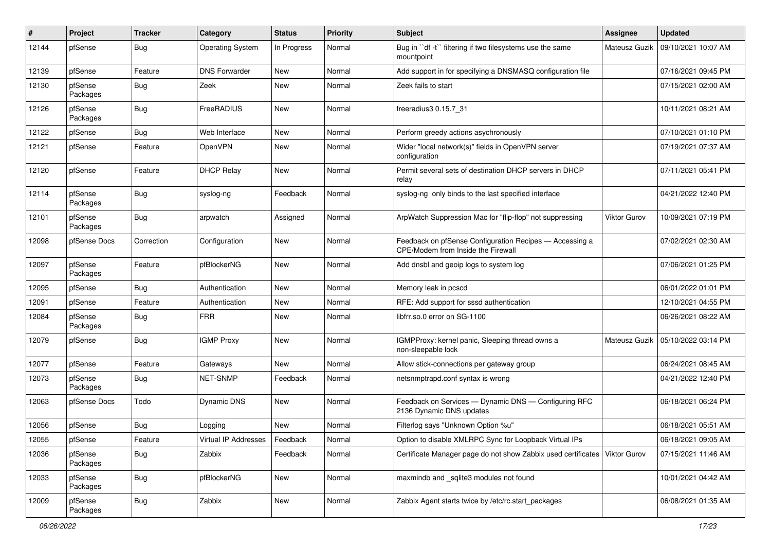| # | Project | Tracker | Category | Status | Priority | Subject | Assignee | Updated |
|---|---|---|---|---|---|---|---|---|
| 12144 | pfSense | Bug | Operating System | In Progress | Normal | Bug in ``df -t`` filtering if two filesystems use the same mountpoint | Mateusz Guzik | 09/10/2021 10:07 AM |
| 12139 | pfSense | Feature | DNS Forwarder | New | Normal | Add support in for specifying a DNSMASQ configuration file | | 07/16/2021 09:45 PM |
| 12130 | pfSense Packages | Bug | Zeek | New | Normal | Zeek fails to start | | 07/15/2021 02:00 AM |
| 12126 | pfSense Packages | Bug | FreeRADIUS | New | Normal | freeradius3 0.15.7_31 | | 10/11/2021 08:21 AM |
| 12122 | pfSense | Bug | Web Interface | New | Normal | Perform greedy actions asychronously | | 07/10/2021 01:10 PM |
| 12121 | pfSense | Feature | OpenVPN | New | Normal | Wider "local network(s)" fields in OpenVPN server configuration | | 07/19/2021 07:37 AM |
| 12120 | pfSense | Feature | DHCP Relay | New | Normal | Permit several sets of destination DHCP servers in DHCP relay | | 07/11/2021 05:41 PM |
| 12114 | pfSense Packages | Bug | syslog-ng | Feedback | Normal | syslog-ng only binds to the last specified interface | | 04/21/2022 12:40 PM |
| 12101 | pfSense Packages | Bug | arpwatch | Assigned | Normal | ArpWatch Suppression Mac for "flip-flop" not suppressing | Viktor Gurov | 10/09/2021 07:19 PM |
| 12098 | pfSense Docs | Correction | Configuration | New | Normal | Feedback on pfSense Configuration Recipes — Accessing a CPE/Modem from Inside the Firewall | | 07/02/2021 02:30 AM |
| 12097 | pfSense Packages | Feature | pfBlockerNG | New | Normal | Add dnsbl and geoip logs to system log | | 07/06/2021 01:25 PM |
| 12095 | pfSense | Bug | Authentication | New | Normal | Memory leak in pcscd | | 06/01/2022 01:01 PM |
| 12091 | pfSense | Feature | Authentication | New | Normal | RFE: Add support for sssd authentication | | 12/10/2021 04:55 PM |
| 12084 | pfSense Packages | Bug | FRR | New | Normal | libfrr.so.0 error on SG-1100 | | 06/26/2021 08:22 AM |
| 12079 | pfSense | Bug | IGMP Proxy | New | Normal | IGMPProxy: kernel panic, Sleeping thread owns a non-sleepable lock | Mateusz Guzik | 05/10/2022 03:14 PM |
| 12077 | pfSense | Feature | Gateways | New | Normal | Allow stick-connections per gateway group | | 06/24/2021 08:45 AM |
| 12073 | pfSense Packages | Bug | NET-SNMP | Feedback | Normal | netsnmptrapd.conf syntax is wrong | | 04/21/2022 12:40 PM |
| 12063 | pfSense Docs | Todo | Dynamic DNS | New | Normal | Feedback on Services — Dynamic DNS — Configuring RFC 2136 Dynamic DNS updates | | 06/18/2021 06:24 PM |
| 12056 | pfSense | Bug | Logging | New | Normal | Filterlog says "Unknown Option %u" | | 06/18/2021 05:51 AM |
| 12055 | pfSense | Feature | Virtual IP Addresses | Feedback | Normal | Option to disable XMLRPC Sync for Loopback Virtual IPs | | 06/18/2021 09:05 AM |
| 12036 | pfSense Packages | Bug | Zabbix | Feedback | Normal | Certificate Manager page do not show Zabbix used certificates | Viktor Gurov | 07/15/2021 11:46 AM |
| 12033 | pfSense Packages | Bug | pfBlockerNG | New | Normal | maxmindb and _sqlite3 modules not found | | 10/01/2021 04:42 AM |
| 12009 | pfSense Packages | Bug | Zabbix | New | Normal | Zabbix Agent starts twice by /etc/rc.start_packages | | 06/08/2021 01:35 AM |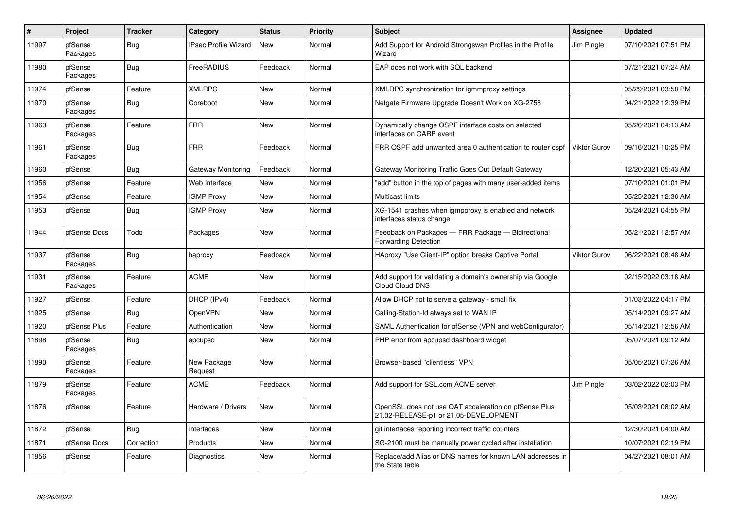| # | Project | Tracker | Category | Status | Priority | Subject | Assignee | Updated |
|---|---|---|---|---|---|---|---|---|
| 11997 | pfSense Packages | Bug | IPsec Profile Wizard | New | Normal | Add Support for Android Strongswan Profiles in the Profile Wizard | Jim Pingle | 07/10/2021 07:51 PM |
| 11980 | pfSense Packages | Bug | FreeRADIUS | Feedback | Normal | EAP does not work with SQL backend | | 07/21/2021 07:24 AM |
| 11974 | pfSense | Feature | XMLRPC | New | Normal | XMLRPC synchronization for igmmproxy settings | | 05/29/2021 03:58 PM |
| 11970 | pfSense Packages | Bug | Coreboot | New | Normal | Netgate Firmware Upgrade Doesn't Work on XG-2758 | | 04/21/2022 12:39 PM |
| 11963 | pfSense Packages | Feature | FRR | New | Normal | Dynamically change OSPF interface costs on selected interfaces on CARP event | | 05/26/2021 04:13 AM |
| 11961 | pfSense Packages | Bug | FRR | Feedback | Normal | FRR OSPF add unwanted area 0 authentication to router ospf | Viktor Gurov | 09/16/2021 10:25 PM |
| 11960 | pfSense | Bug | Gateway Monitoring | Feedback | Normal | Gateway Monitoring Traffic Goes Out Default Gateway | | 12/20/2021 05:43 AM |
| 11956 | pfSense | Feature | Web Interface | New | Normal | "add" button in the top of pages with many user-added items | | 07/10/2021 01:01 PM |
| 11954 | pfSense | Feature | IGMP Proxy | New | Normal | Multicast limits | | 05/25/2021 12:36 AM |
| 11953 | pfSense | Bug | IGMP Proxy | New | Normal | XG-1541 crashes when igmpproxy is enabled and network interfaces status change | | 05/24/2021 04:55 PM |
| 11944 | pfSense Docs | Todo | Packages | New | Normal | Feedback on Packages — FRR Package — Bidirectional Forwarding Detection | | 05/21/2021 12:57 AM |
| 11937 | pfSense Packages | Bug | haproxy | Feedback | Normal | HAproxy "Use Client-IP" option breaks Captive Portal | Viktor Gurov | 06/22/2021 08:48 AM |
| 11931 | pfSense Packages | Feature | ACME | New | Normal | Add support for validating a domain's ownership via Google Cloud Cloud DNS | | 02/15/2022 03:18 AM |
| 11927 | pfSense | Feature | DHCP (IPv4) | Feedback | Normal | Allow DHCP not to serve a gateway - small fix | | 01/03/2022 04:17 PM |
| 11925 | pfSense | Bug | OpenVPN | New | Normal | Calling-Station-Id always set to WAN IP | | 05/14/2021 09:27 AM |
| 11920 | pfSense Plus | Feature | Authentication | New | Normal | SAML Authentication for pfSense (VPN and webConfigurator) | | 05/14/2021 12:56 AM |
| 11898 | pfSense Packages | Bug | apcupsd | New | Normal | PHP error from apcupsd dashboard widget | | 05/07/2021 09:12 AM |
| 11890 | pfSense Packages | Feature | New Package Request | New | Normal | Browser-based "clientless" VPN | | 05/05/2021 07:26 AM |
| 11879 | pfSense Packages | Feature | ACME | Feedback | Normal | Add support for SSL.com ACME server | Jim Pingle | 03/02/2022 02:03 PM |
| 11876 | pfSense | Feature | Hardware / Drivers | New | Normal | OpenSSL does not use QAT acceleration on pfSense Plus 21.02-RELEASE-p1 or 21.05-DEVELOPMENT | | 05/03/2021 08:02 AM |
| 11872 | pfSense | Bug | Interfaces | New | Normal | gif interfaces reporting incorrect traffic counters | | 12/30/2021 04:00 AM |
| 11871 | pfSense Docs | Correction | Products | New | Normal | SG-2100 must be manually power cycled after installation | | 10/07/2021 02:19 PM |
| 11856 | pfSense | Feature | Diagnostics | New | Normal | Replace/add Alias or DNS names for known LAN addresses in the State table | | 04/27/2021 08:01 AM |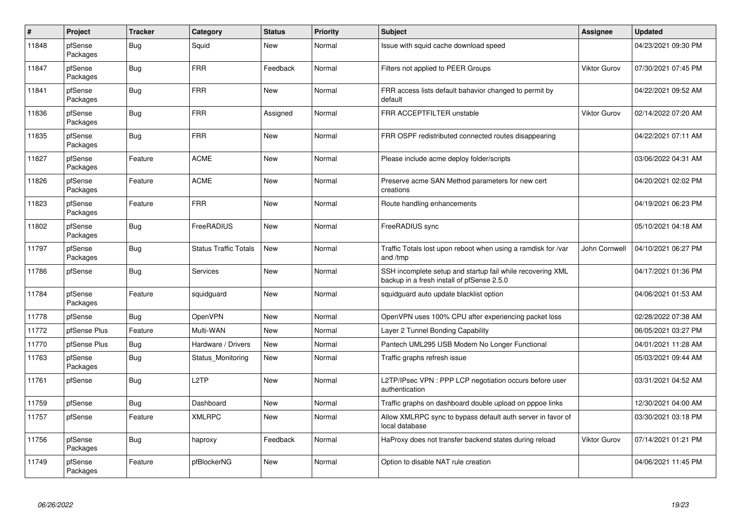| # | Project | Tracker | Category | Status | Priority | Subject | Assignee | Updated |
|---|---|---|---|---|---|---|---|---|
| 11848 | pfSense Packages | Bug | Squid | New | Normal | Issue with squid cache download speed | | 04/23/2021 09:30 PM |
| 11847 | pfSense Packages | Bug | FRR | Feedback | Normal | Filters not applied to PEER Groups | Viktor Gurov | 07/30/2021 07:45 PM |
| 11841 | pfSense Packages | Bug | FRR | New | Normal | FRR access lists default bahavior changed to permit by default | | 04/22/2021 09:52 AM |
| 11836 | pfSense Packages | Bug | FRR | Assigned | Normal | FRR ACCEPTFILTER unstable | Viktor Gurov | 02/14/2022 07:20 AM |
| 11835 | pfSense Packages | Bug | FRR | New | Normal | FRR OSPF redistributed connected routes disappearing | | 04/22/2021 07:11 AM |
| 11827 | pfSense Packages | Feature | ACME | New | Normal | Please include acme deploy folder/scripts | | 03/06/2022 04:31 AM |
| 11826 | pfSense Packages | Feature | ACME | New | Normal | Preserve acme SAN Method parameters for new cert creations | | 04/20/2021 02:02 PM |
| 11823 | pfSense Packages | Feature | FRR | New | Normal | Route handling enhancements | | 04/19/2021 06:23 PM |
| 11802 | pfSense Packages | Bug | FreeRADIUS | New | Normal | FreeRADIUS sync | | 05/10/2021 04:18 AM |
| 11797 | pfSense Packages | Bug | Status Traffic Totals | New | Normal | Traffic Totals lost upon reboot when using a ramdisk for /var and /tmp | John Cornwell | 04/10/2021 06:27 PM |
| 11786 | pfSense | Bug | Services | New | Normal | SSH incomplete setup and startup fail while recovering XML backup in a fresh install of pfSense 2.5.0 | | 04/17/2021 01:36 PM |
| 11784 | pfSense Packages | Feature | squidguard | New | Normal | squidguard auto update blacklist option | | 04/06/2021 01:53 AM |
| 11778 | pfSense | Bug | OpenVPN | New | Normal | OpenVPN uses 100% CPU after experiencing packet loss | | 02/28/2022 07:38 AM |
| 11772 | pfSense Plus | Feature | Multi-WAN | New | Normal | Layer 2 Tunnel Bonding Capability | | 06/05/2021 03:27 PM |
| 11770 | pfSense Plus | Bug | Hardware / Drivers | New | Normal | Pantech UML295 USB Modem No Longer Functional | | 04/01/2021 11:28 AM |
| 11763 | pfSense Packages | Bug | Status_Monitoring | New | Normal | Traffic graphs refresh issue | | 05/03/2021 09:44 AM |
| 11761 | pfSense | Bug | L2TP | New | Normal | L2TP/IPsec VPN : PPP LCP negotiation occurs before user authentication | | 03/31/2021 04:52 AM |
| 11759 | pfSense | Bug | Dashboard | New | Normal | Traffic graphs on dashboard double upload on pppoe links | | 12/30/2021 04:00 AM |
| 11757 | pfSense | Feature | XMLRPC | New | Normal | Allow XMLRPC sync to bypass default auth server in favor of local database | | 03/30/2021 03:18 PM |
| 11756 | pfSense Packages | Bug | haproxy | Feedback | Normal | HaProxy does not transfer backend states during reload | Viktor Gurov | 07/14/2021 01:21 PM |
| 11749 | pfSense Packages | Feature | pfBlockerNG | New | Normal | Option to disable NAT rule creation | | 04/06/2021 11:45 PM |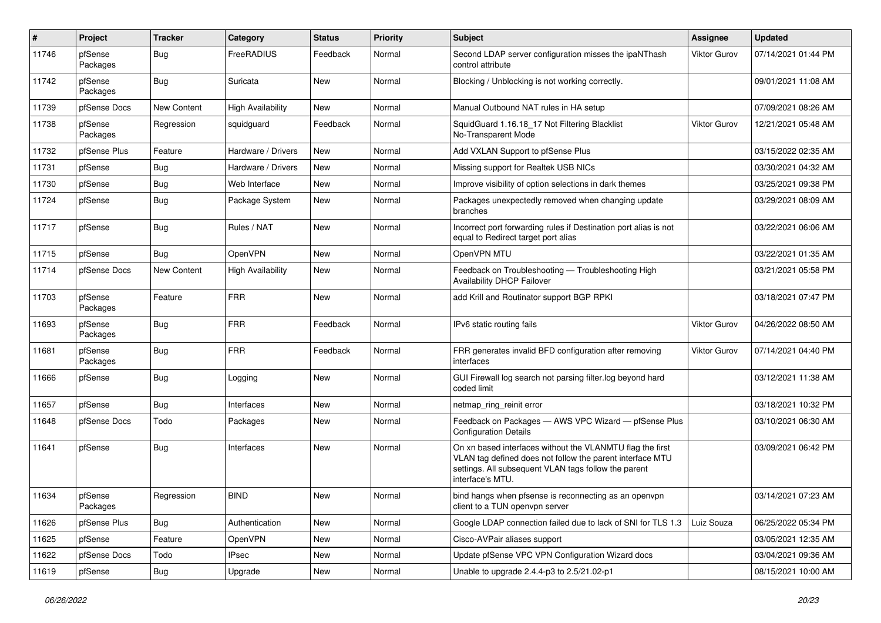| # | Project | Tracker | Category | Status | Priority | Subject | Assignee | Updated |
|---|---|---|---|---|---|---|---|---|
| 11746 | pfSense Packages | Bug | FreeRADIUS | Feedback | Normal | Second LDAP server configuration misses the ipaNThash control attribute | Viktor Gurov | 07/14/2021 01:44 PM |
| 11742 | pfSense Packages | Bug | Suricata | New | Normal | Blocking / Unblocking is not working correctly. | | 09/01/2021 11:08 AM |
| 11739 | pfSense Docs | New Content | High Availability | New | Normal | Manual Outbound NAT rules in HA setup | | 07/09/2021 08:26 AM |
| 11738 | pfSense Packages | Regression | squidguard | Feedback | Normal | SquidGuard 1.16.18_17 Not Filtering Blacklist No-Transparent Mode | Viktor Gurov | 12/21/2021 05:48 AM |
| 11732 | pfSense Plus | Feature | Hardware / Drivers | New | Normal | Add VXLAN Support to pfSense Plus | | 03/15/2022 02:35 AM |
| 11731 | pfSense | Bug | Hardware / Drivers | New | Normal | Missing support for Realtek USB NICs | | 03/30/2021 04:32 AM |
| 11730 | pfSense | Bug | Web Interface | New | Normal | Improve visibility of option selections in dark themes | | 03/25/2021 09:38 PM |
| 11724 | pfSense | Bug | Package System | New | Normal | Packages unexpectedly removed when changing update branches | | 03/29/2021 08:09 AM |
| 11717 | pfSense | Bug | Rules / NAT | New | Normal | Incorrect port forwarding rules if Destination port alias is not equal to Redirect target port alias | | 03/22/2021 06:06 AM |
| 11715 | pfSense | Bug | OpenVPN | New | Normal | OpenVPN MTU | | 03/22/2021 01:35 AM |
| 11714 | pfSense Docs | New Content | High Availability | New | Normal | Feedback on Troubleshooting — Troubleshooting High Availability DHCP Failover | | 03/21/2021 05:58 PM |
| 11703 | pfSense Packages | Feature | FRR | New | Normal | add Krill and Routinator support BGP RPKI | | 03/18/2021 07:47 PM |
| 11693 | pfSense Packages | Bug | FRR | Feedback | Normal | IPv6 static routing fails | Viktor Gurov | 04/26/2022 08:50 AM |
| 11681 | pfSense Packages | Bug | FRR | Feedback | Normal | FRR generates invalid BFD configuration after removing interfaces | Viktor Gurov | 07/14/2021 04:40 PM |
| 11666 | pfSense | Bug | Logging | New | Normal | GUI Firewall log search not parsing filter.log beyond hard coded limit | | 03/12/2021 11:38 AM |
| 11657 | pfSense | Bug | Interfaces | New | Normal | netmap_ring_reinit error | | 03/18/2021 10:32 PM |
| 11648 | pfSense Docs | Todo | Packages | New | Normal | Feedback on Packages — AWS VPC Wizard — pfSense Plus Configuration Details | | 03/10/2021 06:30 AM |
| 11641 | pfSense | Bug | Interfaces | New | Normal | On xn based interfaces without the VLANMTU flag the first VLAN tag defined does not follow the parent interface MTU settings. All subsequent VLAN tags follow the parent interface's MTU. | | 03/09/2021 06:42 PM |
| 11634 | pfSense Packages | Regression | BIND | New | Normal | bind hangs when pfsense is reconnecting as an openvpn client to a TUN openvpn server | | 03/14/2021 07:23 AM |
| 11626 | pfSense Plus | Bug | Authentication | New | Normal | Google LDAP connection failed due to lack of SNI for TLS 1.3 | Luiz Souza | 06/25/2022 05:34 PM |
| 11625 | pfSense | Feature | OpenVPN | New | Normal | Cisco-AVPair aliases support | | 03/05/2021 12:35 AM |
| 11622 | pfSense Docs | Todo | IPsec | New | Normal | Update pfSense VPC VPN Configuration Wizard docs | | 03/04/2021 09:36 AM |
| 11619 | pfSense | Bug | Upgrade | New | Normal | Unable to upgrade 2.4.4-p3 to 2.5/21.02-p1 | | 08/15/2021 10:00 AM |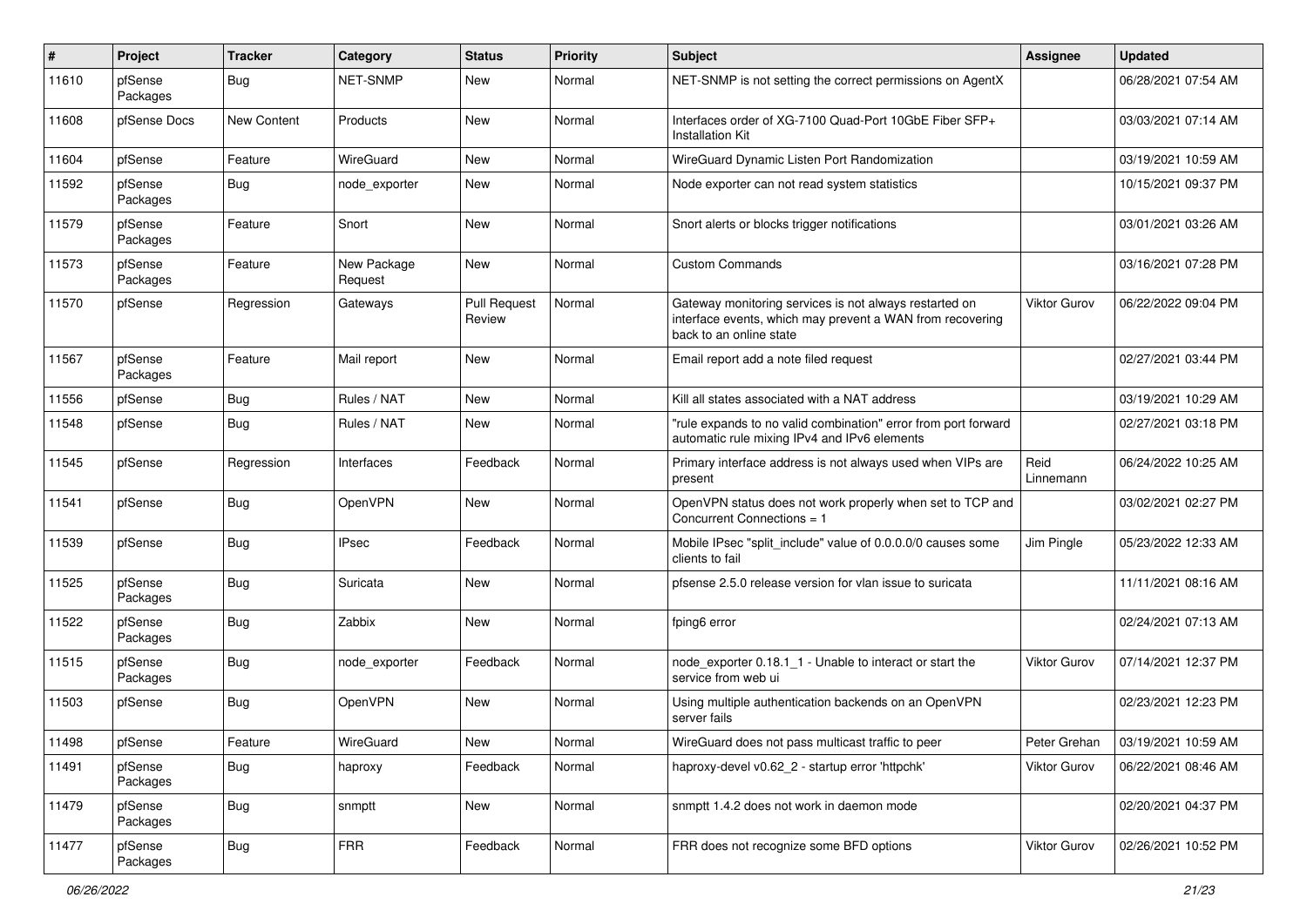| # | Project | Tracker | Category | Status | Priority | Subject | Assignee | Updated |
|---|---|---|---|---|---|---|---|---|
| 11610 | pfSense Packages | Bug | NET-SNMP | New | Normal | NET-SNMP is not setting the correct permissions on AgentX | | 06/28/2021 07:54 AM |
| 11608 | pfSense Docs | New Content | Products | New | Normal | Interfaces order of XG-7100 Quad-Port 10GbE Fiber SFP+ Installation Kit | | 03/03/2021 07:14 AM |
| 11604 | pfSense | Feature | WireGuard | New | Normal | WireGuard Dynamic Listen Port Randomization | | 03/19/2021 10:59 AM |
| 11592 | pfSense Packages | Bug | node_exporter | New | Normal | Node exporter can not read system statistics | | 10/15/2021 09:37 PM |
| 11579 | pfSense Packages | Feature | Snort | New | Normal | Snort alerts or blocks trigger notifications | | 03/01/2021 03:26 AM |
| 11573 | pfSense Packages | Feature | New Package Request | New | Normal | Custom Commands | | 03/16/2021 07:28 PM |
| 11570 | pfSense | Regression | Gateways | Pull Request Review | Normal | Gateway monitoring services is not always restarted on interface events, which may prevent a WAN from recovering back to an online state | Viktor Gurov | 06/22/2022 09:04 PM |
| 11567 | pfSense Packages | Feature | Mail report | New | Normal | Email report add a note filed request | | 02/27/2021 03:44 PM |
| 11556 | pfSense | Bug | Rules / NAT | New | Normal | Kill all states associated with a NAT address | | 03/19/2021 10:29 AM |
| 11548 | pfSense | Bug | Rules / NAT | New | Normal | "rule expands to no valid combination" error from port forward automatic rule mixing IPv4 and IPv6 elements | | 02/27/2021 03:18 PM |
| 11545 | pfSense | Regression | Interfaces | Feedback | Normal | Primary interface address is not always used when VIPs are present | Reid Linnemann | 06/24/2022 10:25 AM |
| 11541 | pfSense | Bug | OpenVPN | New | Normal | OpenVPN status does not work properly when set to TCP and Concurrent Connections = 1 | | 03/02/2021 02:27 PM |
| 11539 | pfSense | Bug | IPsec | Feedback | Normal | Mobile IPsec "split_include" value of 0.0.0.0/0 causes some clients to fail | Jim Pingle | 05/23/2022 12:33 AM |
| 11525 | pfSense Packages | Bug | Suricata | New | Normal | pfsense 2.5.0 release version for vlan issue to suricata | | 11/11/2021 08:16 AM |
| 11522 | pfSense Packages | Bug | Zabbix | New | Normal | fping6 error | | 02/24/2021 07:13 AM |
| 11515 | pfSense Packages | Bug | node_exporter | Feedback | Normal | node_exporter 0.18.1_1 - Unable to interact or start the service from web ui | Viktor Gurov | 07/14/2021 12:37 PM |
| 11503 | pfSense | Bug | OpenVPN | New | Normal | Using multiple authentication backends on an OpenVPN server fails | | 02/23/2021 12:23 PM |
| 11498 | pfSense | Feature | WireGuard | New | Normal | WireGuard does not pass multicast traffic to peer | Peter Grehan | 03/19/2021 10:59 AM |
| 11491 | pfSense Packages | Bug | haproxy | Feedback | Normal | haproxy-devel v0.62_2 - startup error 'httpchk' | Viktor Gurov | 06/22/2021 08:46 AM |
| 11479 | pfSense Packages | Bug | snmptt | New | Normal | snmptt 1.4.2 does not work in daemon mode | | 02/20/2021 04:37 PM |
| 11477 | pfSense Packages | Bug | FRR | Feedback | Normal | FRR does not recognize some BFD options | Viktor Gurov | 02/26/2021 10:52 PM |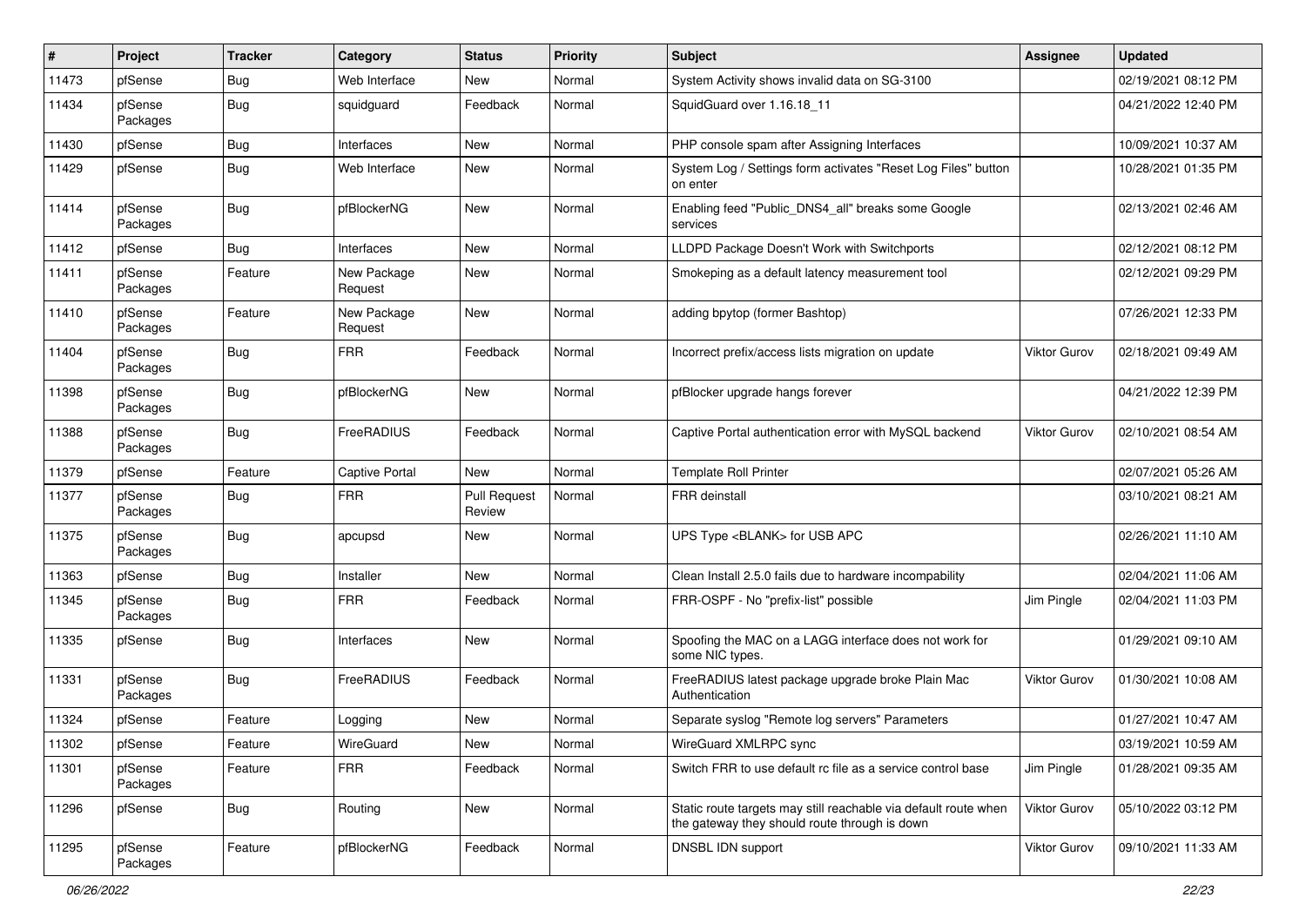| # | Project | Tracker | Category | Status | Priority | Subject | Assignee | Updated |
|---|---|---|---|---|---|---|---|---|
| 11473 | pfSense | Bug | Web Interface | New | Normal | System Activity shows invalid data on SG-3100 | | 02/19/2021 08:12 PM |
| 11434 | pfSense Packages | Bug | squidguard | Feedback | Normal | SquidGuard over 1.16.18_11 | | 04/21/2022 12:40 PM |
| 11430 | pfSense | Bug | Interfaces | New | Normal | PHP console spam after Assigning Interfaces | | 10/09/2021 10:37 AM |
| 11429 | pfSense | Bug | Web Interface | New | Normal | System Log / Settings form activates "Reset Log Files" button on enter | | 10/28/2021 01:35 PM |
| 11414 | pfSense Packages | Bug | pfBlockerNG | New | Normal | Enabling feed "Public_DNS4_all" breaks some Google services | | 02/13/2021 02:46 AM |
| 11412 | pfSense | Bug | Interfaces | New | Normal | LLDPD Package Doesn't Work with Switchports | | 02/12/2021 08:12 PM |
| 11411 | pfSense Packages | Feature | New Package Request | New | Normal | Smokeping as a default latency measurement tool | | 02/12/2021 09:29 PM |
| 11410 | pfSense Packages | Feature | New Package Request | New | Normal | adding bpytop (former Bashtop) | | 07/26/2021 12:33 PM |
| 11404 | pfSense Packages | Bug | FRR | Feedback | Normal | Incorrect prefix/access lists migration on update | Viktor Gurov | 02/18/2021 09:49 AM |
| 11398 | pfSense Packages | Bug | pfBlockerNG | New | Normal | pfBlocker upgrade hangs forever | | 04/21/2022 12:39 PM |
| 11388 | pfSense Packages | Bug | FreeRADIUS | Feedback | Normal | Captive Portal authentication error with MySQL backend | Viktor Gurov | 02/10/2021 08:54 AM |
| 11379 | pfSense | Feature | Captive Portal | New | Normal | Template Roll Printer | | 02/07/2021 05:26 AM |
| 11377 | pfSense Packages | Bug | FRR | Pull Request Review | Normal | FRR deinstall | | 03/10/2021 08:21 AM |
| 11375 | pfSense Packages | Bug | apcupsd | New | Normal | UPS Type <BLANK> for USB APC | | 02/26/2021 11:10 AM |
| 11363 | pfSense | Bug | Installer | New | Normal | Clean Install 2.5.0 fails due to hardware incompability | | 02/04/2021 11:06 AM |
| 11345 | pfSense Packages | Bug | FRR | Feedback | Normal | FRR-OSPF - No "prefix-list" possible | Jim Pingle | 02/04/2021 11:03 PM |
| 11335 | pfSense | Bug | Interfaces | New | Normal | Spoofing the MAC on a LAGG interface does not work for some NIC types. | | 01/29/2021 09:10 AM |
| 11331 | pfSense Packages | Bug | FreeRADIUS | Feedback | Normal | FreeRADIUS latest package upgrade broke Plain Mac Authentication | Viktor Gurov | 01/30/2021 10:08 AM |
| 11324 | pfSense | Feature | Logging | New | Normal | Separate syslog "Remote log servers" Parameters | | 01/27/2021 10:47 AM |
| 11302 | pfSense | Feature | WireGuard | New | Normal | WireGuard XMLRPC sync | | 03/19/2021 10:59 AM |
| 11301 | pfSense Packages | Feature | FRR | Feedback | Normal | Switch FRR to use default rc file as a service control base | Jim Pingle | 01/28/2021 09:35 AM |
| 11296 | pfSense | Bug | Routing | New | Normal | Static route targets may still reachable via default route when the gateway they should route through is down | Viktor Gurov | 05/10/2022 03:12 PM |
| 11295 | pfSense Packages | Feature | pfBlockerNG | Feedback | Normal | DNSBL IDN support | Viktor Gurov | 09/10/2021 11:33 AM |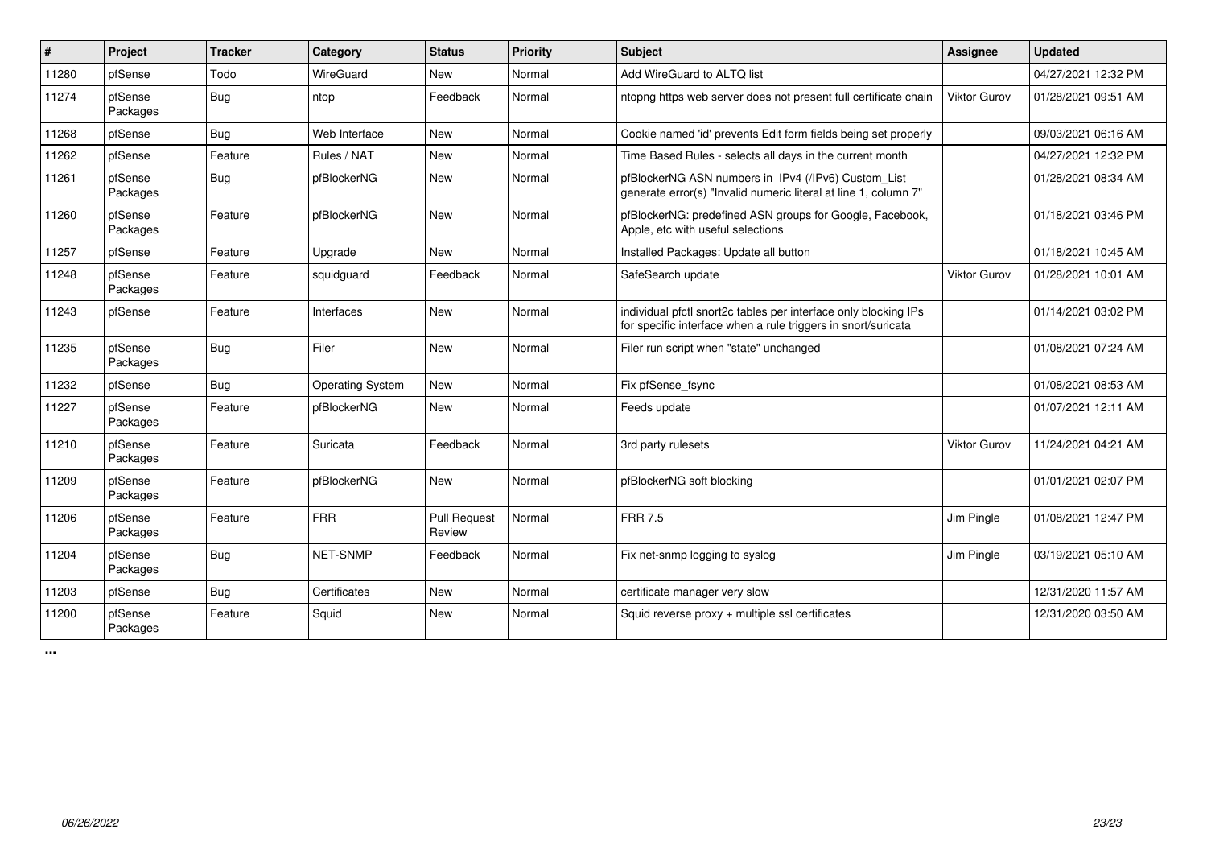| # | Project | Tracker | Category | Status | Priority | Subject | Assignee | Updated |
|---|---|---|---|---|---|---|---|---|
| 11280 | pfSense | Todo | WireGuard | New | Normal | Add WireGuard to ALTQ list | | 04/27/2021 12:32 PM |
| 11274 | pfSense Packages | Bug | ntop | Feedback | Normal | ntopng https web server does not present full certificate chain | Viktor Gurov | 01/28/2021 09:51 AM |
| 11268 | pfSense | Bug | Web Interface | New | Normal | Cookie named 'id' prevents Edit form fields being set properly | | 09/03/2021 06:16 AM |
| 11262 | pfSense | Feature | Rules / NAT | New | Normal | Time Based Rules - selects all days in the current month | | 04/27/2021 12:32 PM |
| 11261 | pfSense Packages | Bug | pfBlockerNG | New | Normal | pfBlockerNG ASN numbers in IPv4 (/IPv6) Custom_List generate error(s) "Invalid numeric literal at line 1, column 7" | | 01/28/2021 08:34 AM |
| 11260 | pfSense Packages | Feature | pfBlockerNG | New | Normal | pfBlockerNG: predefined ASN groups for Google, Facebook, Apple, etc with useful selections | | 01/18/2021 03:46 PM |
| 11257 | pfSense | Feature | Upgrade | New | Normal | Installed Packages: Update all button | | 01/18/2021 10:45 AM |
| 11248 | pfSense Packages | Feature | squidguard | Feedback | Normal | SafeSearch update | Viktor Gurov | 01/28/2021 10:01 AM |
| 11243 | pfSense | Feature | Interfaces | New | Normal | individual pfctl snort2c tables per interface only blocking IPs for specific interface when a rule triggers in snort/suricata | | 01/14/2021 03:02 PM |
| 11235 | pfSense Packages | Bug | Filer | New | Normal | Filer run script when "state" unchanged | | 01/08/2021 07:24 AM |
| 11232 | pfSense | Bug | Operating System | New | Normal | Fix pfSense_fsync | | 01/08/2021 08:53 AM |
| 11227 | pfSense Packages | Feature | pfBlockerNG | New | Normal | Feeds update | | 01/07/2021 12:11 AM |
| 11210 | pfSense Packages | Feature | Suricata | Feedback | Normal | 3rd party rulesets | Viktor Gurov | 11/24/2021 04:21 AM |
| 11209 | pfSense Packages | Feature | pfBlockerNG | New | Normal | pfBlockerNG soft blocking | | 01/01/2021 02:07 PM |
| 11206 | pfSense Packages | Feature | FRR | Pull Request Review | Normal | FRR 7.5 | Jim Pingle | 01/08/2021 12:47 PM |
| 11204 | pfSense Packages | Bug | NET-SNMP | Feedback | Normal | Fix net-snmp logging to syslog | Jim Pingle | 03/19/2021 05:10 AM |
| 11203 | pfSense | Bug | Certificates | New | Normal | certificate manager very slow | | 12/31/2020 11:57 AM |
| 11200 | pfSense Packages | Feature | Squid | New | Normal | Squid reverse proxy + multiple ssl certificates | | 12/31/2020 03:50 AM |

...